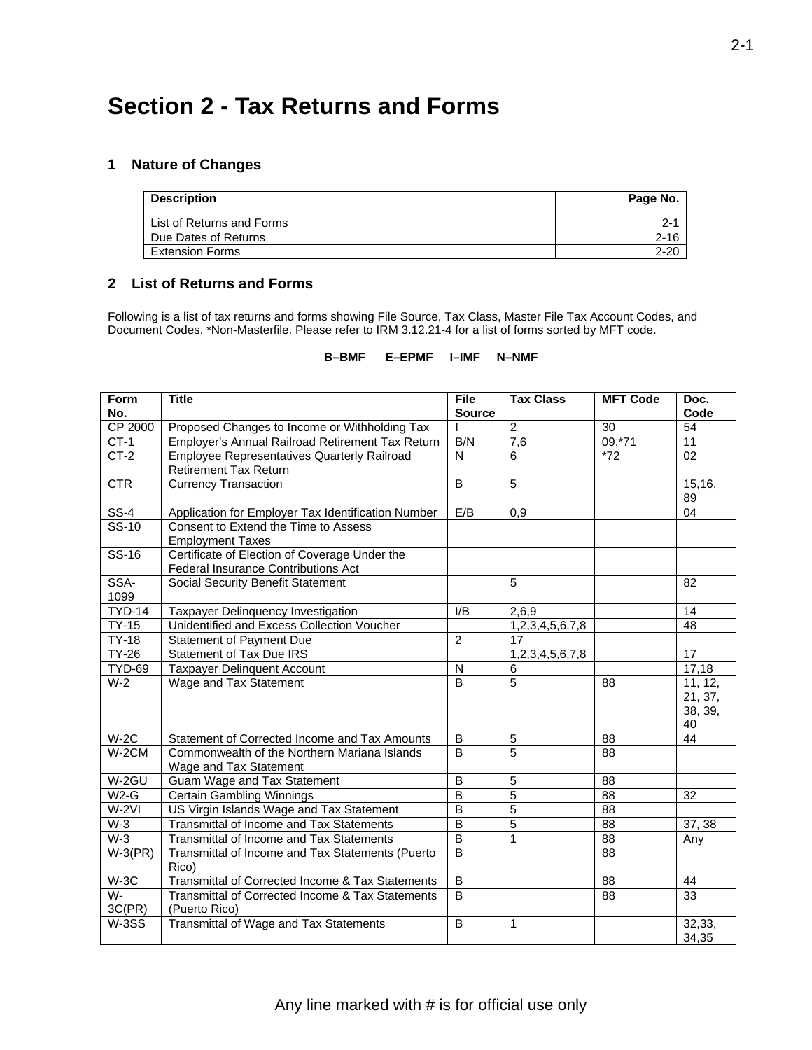# Section 2 - Tax Returns and Forms

## 1 Nature of Changes

| Description | Page No. |
|---|---|
| List of Returns and Forms | 2-1 |
| Due Dates of Returns | 2-16 |
| Extension Forms | 2-20 |

## 2 List of Returns and Forms

Following is a list of tax returns and forms showing File Source, Tax Class, Master File Tax Account Codes, and Document Codes. *Non-Masterfile. Please refer to IRM 3.12.21-4 for a list of forms sorted by MFT code.

**B–BMF E–EPMF I–IMF N–NMF**

| Form No. | Title | File Source | Tax Class | MFT Code | Doc. Code |
|---|---|---|---|---|---|
| CP 2000 | Proposed Changes to Income or Withholding Tax | I | 2 | 30 | 54 |
| CT-1 | Employer's Annual Railroad Retirement Tax Return | B/N | 7,6 | 09,*71 | 11 |
| CT-2 | Employee Representatives Quarterly Railroad Retirement Tax Return | N | 6 | *72 | 02 |
| CTR | Currency Transaction | B | 5 | | 15,16, 89 |
| SS-4 | Application for Employer Tax Identification Number | E/B | 0,9 | | 04 |
| SS-10 | Consent to Extend the Time to Assess Employment Taxes | | | | |
| SS-16 | Certificate of Election of Coverage Under the Federal Insurance Contributions Act | | | | |
| SSA-1099 | Social Security Benefit Statement | | 5 | | 82 |
| TYD-14 | Taxpayer Delinquency Investigation | I/B | 2,6,9 | | 14 |
| TY-15 | Unidentified and Excess Collection Voucher | | 1,2,3,4,5,6,7,8 | | 48 |
| TY-18 | Statement of Payment Due | 2 | 17 | | |
| TY-26 | Statement of Tax Due IRS | | 1,2,3,4,5,6,7,8 | | 17 |
| TYD-69 | Taxpayer Delinquent Account | N | 6 | | 17,18 |
| W-2 | Wage and Tax Statement | B | 5 | 88 | 11, 12, 21, 37, 38, 39, 40 |
| W-2C | Statement of Corrected Income and Tax Amounts | B | 5 | 88 | 44 |
| W-2CM | Commonwealth of the Northern Mariana Islands Wage and Tax Statement | B | 5 | 88 | |
| W-2GU | Guam Wage and Tax Statement | B | 5 | 88 | |
| W2-G | Certain Gambling Winnings | B | 5 | 88 | 32 |
| W-2VI | US Virgin Islands Wage and Tax Statement | B | 5 | 88 | |
| W-3 | Transmittal of Income and Tax Statements | B | 5 | 88 | 37, 38 |
| W-3 | Transmittal of Income and Tax Statements | B | 1 | 88 | Any |
| W-3(PR) | Transmittal of Income and Tax Statements (Puerto Rico) | B | | 88 | |
| W-3C | Transmittal of Corrected Income & Tax Statements | B | | 88 | 44 |
| W-3C(PR) | Transmittal of Corrected Income & Tax Statements (Puerto Rico) | B | | 88 | 33 |
| W-3SS | Transmittal of Wage and Tax Statements | B | 1 | | 32,33, 34,35 |

Any line marked with # is for official use only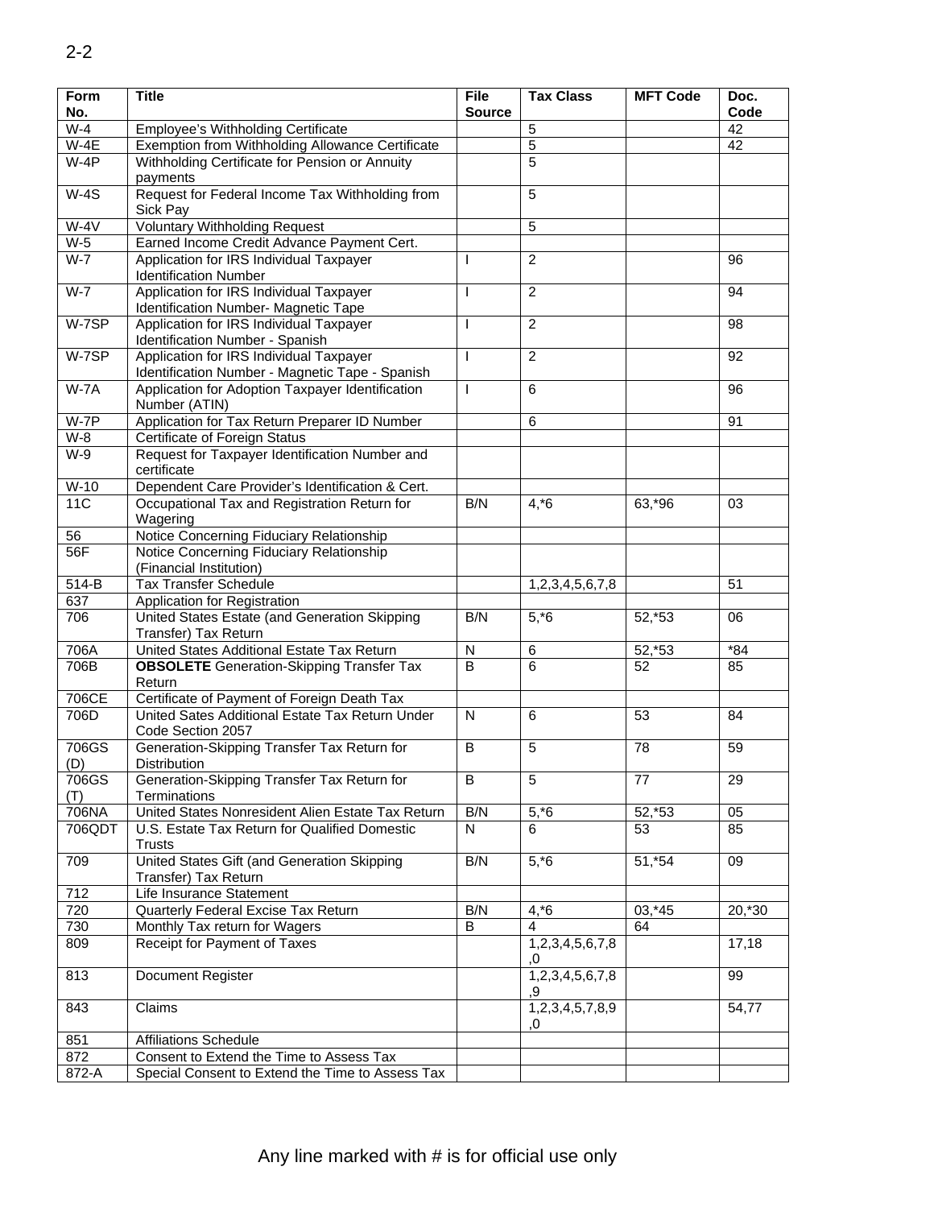| Form No. | Title | File Source | Tax Class | MFT Code | Doc. Code |
|---|---|---|---|---|---|
| W-4 | Employee's Withholding Certificate | | 5 | | 42 |
| W-4E | Exemption from Withholding Allowance Certificate | | 5 | | 42 |
| W-4P | Withholding Certificate for Pension or Annuity payments | | 5 | | |
| W-4S | Request for Federal Income Tax Withholding from Sick Pay | | 5 | | |
| W-4V | Voluntary Withholding Request | | 5 | | |
| W-5 | Earned Income Credit Advance Payment Cert. | | | | |
| W-7 | Application for IRS Individual Taxpayer Identification Number | I | 2 | | 96 |
| W-7 | Application for IRS Individual Taxpayer Identification Number- Magnetic Tape | I | 2 | | 94 |
| W-7SP | Application for IRS Individual Taxpayer Identification Number - Spanish | I | 2 | | 98 |
| W-7SP | Application for IRS Individual Taxpayer Identification Number - Magnetic Tape - Spanish | I | 2 | | 92 |
| W-7A | Application for Adoption Taxpayer Identification Number (ATIN) | I | 6 | | 96 |
| W-7P | Application for Tax Return Preparer ID Number | | 6 | | 91 |
| W-8 | Certificate of Foreign Status | | | | |
| W-9 | Request for Taxpayer Identification Number and certificate | | | | |
| W-10 | Dependent Care Provider's Identification & Cert. | | | | |
| 11C | Occupational Tax and Registration Return for Wagering | B/N | 4,*6 | 63,*96 | 03 |
| 56 | Notice Concerning Fiduciary Relationship | | | | |
| 56F | Notice Concerning Fiduciary Relationship (Financial Institution) | | | | |
| 514-B | Tax Transfer Schedule | | 1,2,3,4,5,6,7,8 | | 51 |
| 637 | Application for Registration | | | | |
| 706 | United States Estate (and Generation Skipping Transfer) Tax Return | B/N | 5,*6 | 52,*53 | 06 |
| 706A | United States Additional Estate Tax Return | N | 6 | 52,*53 | *84 |
| 706B | **OBSOLETE** Generation-Skipping Transfer Tax Return | B | 6 | 52 | 85 |
| 706CE | Certificate of Payment of Foreign Death Tax | | | | |
| 706D | United Sates Additional Estate Tax Return Under Code Section 2057 | N | 6 | 53 | 84 |
| 706GS (D) | Generation-Skipping Transfer Tax Return for Distribution | B | 5 | 78 | 59 |
| 706GS (T) | Generation-Skipping Transfer Tax Return for Terminations | B | 5 | 77 | 29 |
| 706NA | United States Nonresident Alien Estate Tax Return | B/N | 5,*6 | 52,*53 | 05 |
| 706QDT | U.S. Estate Tax Return for Qualified Domestic Trusts | N | 6 | 53 | 85 |
| 709 | United States Gift (and Generation Skipping Transfer) Tax Return | B/N | 5,*6 | 51,*54 | 09 |
| 712 | Life Insurance Statement | | | | |
| 720 | Quarterly Federal Excise Tax Return | B/N | 4,*6 | 03,*45 | 20,*30 |
| 730 | Monthly Tax return for Wagers | B | 4 | 64 | |
| 809 | Receipt for Payment of Taxes | | 1,2,3,4,5,6,7,8,0 | | 17,18 |
| 813 | Document Register | | 1,2,3,4,5,6,7,8,9 | | 99 |
| 843 | Claims | | 1,2,3,4,5,7,8,9,0 | | 54,77 |
| 851 | Affiliations Schedule | | | | |
| 872 | Consent to Extend the Time to Assess Tax | | | | |
| 872-A | Special Consent to Extend the Time to Assess Tax | | | | |

Any line marked with # is for official use only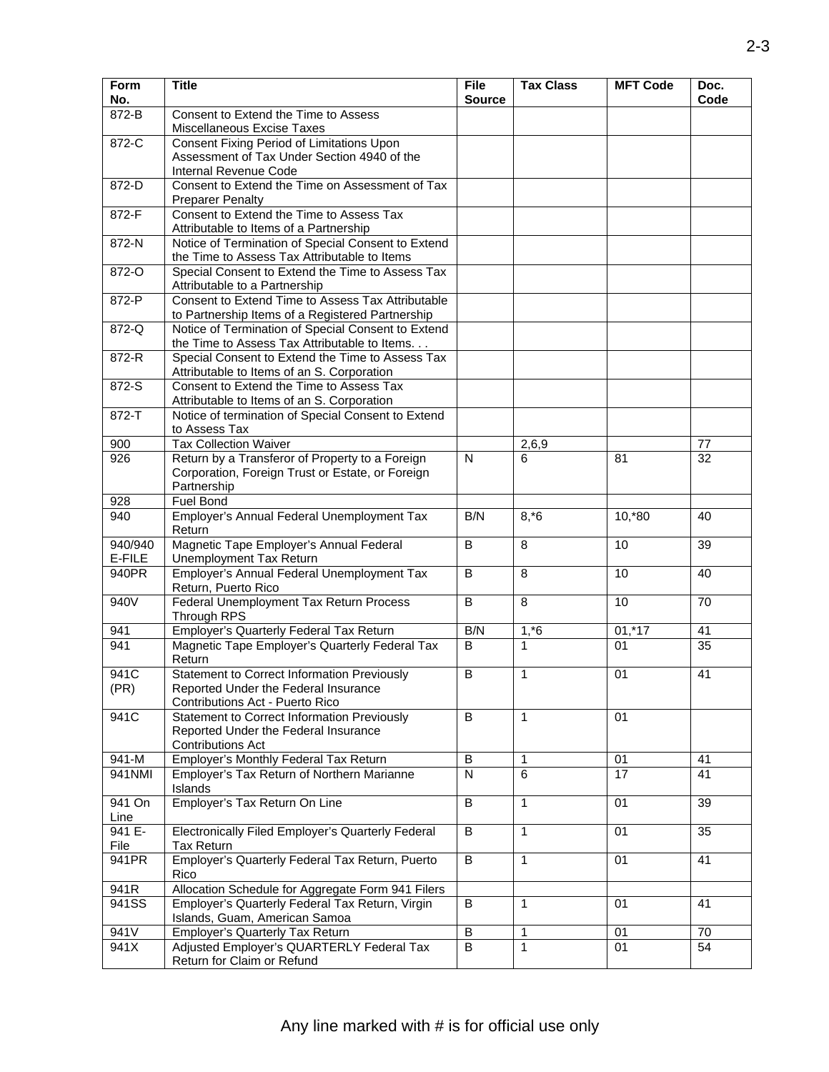| Form No. | Title | File Source | Tax Class | MFT Code | Doc. Code |
|---|---|---|---|---|---|
| 872-B | Consent to Extend the Time to Assess Miscellaneous Excise Taxes | | | | |
| 872-C | Consent Fixing Period of Limitations Upon Assessment of Tax Under Section 4940 of the Internal Revenue Code | | | | |
| 872-D | Consent to Extend the Time on Assessment of Tax Preparer Penalty | | | | |
| 872-F | Consent to Extend the Time to Assess Tax Attributable to Items of a Partnership | | | | |
| 872-N | Notice of Termination of Special Consent to Extend the Time to Assess Tax Attributable to Items | | | | |
| 872-O | Special Consent to Extend the Time to Assess Tax Attributable to a Partnership | | | | |
| 872-P | Consent to Extend Time to Assess Tax Attributable to Partnership Items of a Registered Partnership | | | | |
| 872-Q | Notice of Termination of Special Consent to Extend the Time to Assess Tax Attributable to Items. . . | | | | |
| 872-R | Special Consent to Extend the Time to Assess Tax Attributable to Items of an S. Corporation | | | | |
| 872-S | Consent to Extend the Time to Assess Tax Attributable to Items of an S. Corporation | | | | |
| 872-T | Notice of termination of Special Consent to Extend to Assess Tax | | | | |
| 900 | Tax Collection Waiver | | 2,6,9 | | 77 |
| 926 | Return by a Transferor of Property to a Foreign Corporation, Foreign Trust or Estate, or Foreign Partnership | N | 6 | 81 | 32 |
| 928 | Fuel Bond | | | | |
| 940 | Employer's Annual Federal Unemployment Tax Return | B/N | 8,*6 | 10,*80 | 40 |
| 940/940 E-FILE | Magnetic Tape Employer's Annual Federal Unemployment Tax Return | B | 8 | 10 | 39 |
| 940PR | Employer's Annual Federal Unemployment Tax Return, Puerto Rico | B | 8 | 10 | 40 |
| 940V | Federal Unemployment Tax Return Process Through RPS | B | 8 | 10 | 70 |
| 941 | Employer's Quarterly Federal Tax Return | B/N | 1,*6 | 01,*17 | 41 |
| 941 | Magnetic Tape Employer's Quarterly Federal Tax Return | B | 1 | 01 | 35 |
| 941C (PR) | Statement to Correct Information Previously Reported Under the Federal Insurance Contributions Act - Puerto Rico | B | 1 | 01 | 41 |
| 941C | Statement to Correct Information Previously Reported Under the Federal Insurance Contributions Act | B | 1 | 01 | |
| 941-M | Employer's Monthly Federal Tax Return | B | 1 | 01 | 41 |
| 941NMI | Employer's Tax Return of Northern Marianne Islands | N | 6 | 17 | 41 |
| 941 On Line | Employer's Tax Return On Line | B | 1 | 01 | 39 |
| 941 E-File | Electronically Filed Employer's Quarterly Federal Tax Return | B | 1 | 01 | 35 |
| 941PR | Employer's Quarterly Federal Tax Return, Puerto Rico | B | 1 | 01 | 41 |
| 941R | Allocation Schedule for Aggregate Form 941 Filers | | | | |
| 941SS | Employer's Quarterly Federal Tax Return, Virgin Islands, Guam, American Samoa | B | 1 | 01 | 41 |
| 941V | Employer's Quarterly Tax Return | B | 1 | 01 | 70 |
| 941X | Adjusted Employer's QUARTERLY Federal Tax Return for Claim or Refund | B | 1 | 01 | 54 |

Any line marked with # is for official use only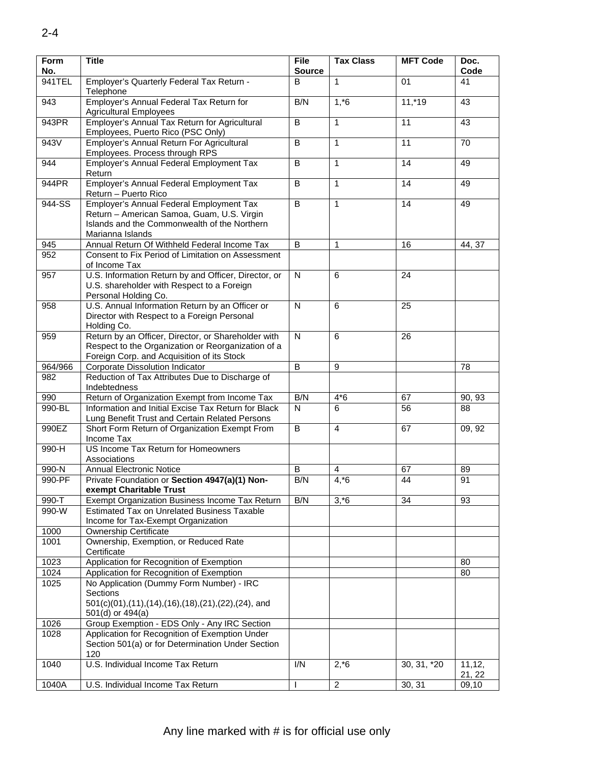| Form No. | Title | File Source | Tax Class | MFT Code | Doc. Code |
|---|---|---|---|---|---|
| 941TEL | Employer's Quarterly Federal Tax Return - Telephone | B | 1 | 01 | 41 |
| 943 | Employer's Annual Federal Tax Return for Agricultural Employees | B/N | 1,*6 | 11,*19 | 43 |
| 943PR | Employer's Annual Tax Return for Agricultural Employees, Puerto Rico (PSC Only) | B | 1 | 11 | 43 |
| 943V | Employer's Annual Return For Agricultural Employees. Process through RPS | B | 1 | 11 | 70 |
| 944 | Employer's Annual Federal Employment Tax Return | B | 1 | 14 | 49 |
| 944PR | Employer's Annual Federal Employment Tax Return – Puerto Rico | B | 1 | 14 | 49 |
| 944-SS | Employer's Annual Federal Employment Tax Return – American Samoa, Guam, U.S. Virgin Islands and the Commonwealth of the Northern Marianna Islands | B | 1 | 14 | 49 |
| 945 | Annual Return Of Withheld Federal Income Tax | B | 1 | 16 | 44, 37 |
| 952 | Consent to Fix Period of Limitation on Assessment of Income Tax | | | | |
| 957 | U.S. Information Return by and Officer, Director, or U.S. shareholder with Respect to a Foreign Personal Holding Co. | N | 6 | 24 | |
| 958 | U.S. Annual Information Return by an Officer or Director with Respect to a Foreign Personal Holding Co. | N | 6 | 25 | |
| 959 | Return by an Officer, Director, or Shareholder with Respect to the Organization or Reorganization of a Foreign Corp. and Acquisition of its Stock | N | 6 | 26 | |
| 964/966 | Corporate Dissolution Indicator | B | 9 | | 78 |
| 982 | Reduction of Tax Attributes Due to Discharge of Indebtedness | | | | |
| 990 | Return of Organization Exempt from Income Tax | B/N | 4*6 | 67 | 90, 93 |
| 990-BL | Information and Initial Excise Tax Return for Black Lung Benefit Trust and Certain Related Persons | N | 6 | 56 | 88 |
| 990EZ | Short Form Return of Organization Exempt From Income Tax | B | 4 | 67 | 09, 92 |
| 990-H | US Income Tax Return for Homeowners Associations | | | | |
| 990-N | Annual Electronic Notice | B | 4 | 67 | 89 |
| 990-PF | Private Foundation or **Section 4947(a)(1) Non-exempt Charitable Trust** | B/N | 4,*6 | 44 | 91 |
| 990-T | Exempt Organization Business Income Tax Return | B/N | 3,*6 | 34 | 93 |
| 990-W | Estimated Tax on Unrelated Business Taxable Income for Tax-Exempt Organization | | | | |
| 1000 | Ownership Certificate | | | | |
| 1001 | Ownership, Exemption, or Reduced Rate Certificate | | | | |
| 1023 | Application for Recognition of Exemption | | | | 80 |
| 1024 | Application for Recognition of Exemption | | | | 80 |
| 1025 | No Application (Dummy Form Number) - IRC Sections 501(c)(01),(11),(14),(16),(18),(21),(22),(24), and 501(d) or 494(a) | | | | |
| 1026 | Group Exemption - EDS Only - Any IRC Section | | | | |
| 1028 | Application for Recognition of Exemption Under Section 501(a) or for Determination Under Section 120 | | | | |
| 1040 | U.S. Individual Income Tax Return | I/N | 2,*6 | 30, 31, *20 | 11,12, 21, 22 |
| 1040A | U.S. Individual Income Tax Return | I | 2 | 30, 31 | 09,10 |

Any line marked with # is for official use only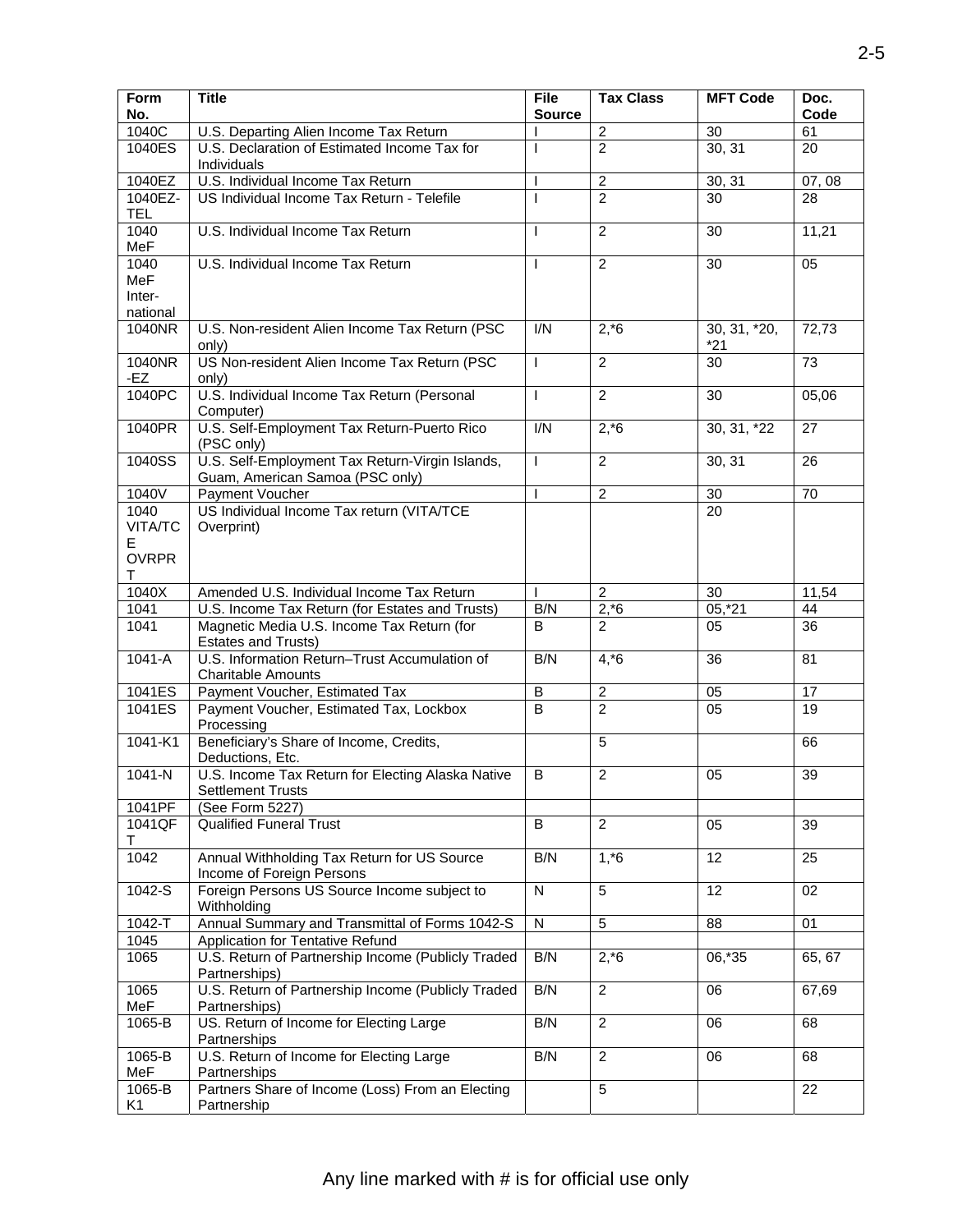| Form No. | Title | File Source | Tax Class | MFT Code | Doc. Code |
|---|---|---|---|---|---|
| 1040C | U.S. Departing Alien Income Tax Return | I | 2 | 30 | 61 |
| 1040ES | U.S. Declaration of Estimated Income Tax for Individuals | I | 2 | 30, 31 | 20 |
| 1040EZ | U.S. Individual Income Tax Return | I | 2 | 30, 31 | 07, 08 |
| 1040EZ-TEL | US Individual Income Tax Return - Telefile | I | 2 | 30 | 28 |
| 1040 MeF | U.S. Individual Income Tax Return | I | 2 | 30 | 11,21 |
| 1040 MeF International | U.S. Individual Income Tax Return | I | 2 | 30 | 05 |
| 1040NR | U.S. Non-resident Alien Income Tax Return (PSC only) | I/N | 2,*6 | 30, 31, *20, *21 | 72,73 |
| 1040NR-EZ | US Non-resident Alien Income Tax Return (PSC only) | I | 2 | 30 | 73 |
| 1040PC | U.S. Individual Income Tax Return (Personal Computer) | I | 2 | 30 | 05,06 |
| 1040PR | U.S. Self-Employment Tax Return-Puerto Rico (PSC only) | I/N | 2,*6 | 30, 31, *22 | 27 |
| 1040SS | U.S. Self-Employment Tax Return-Virgin Islands, Guam, American Samoa (PSC only) | I | 2 | 30, 31 | 26 |
| 1040V | Payment Voucher | I | 2 | 30 | 70 |
| 1040 VITA/TCE OVRPRT | US Individual Income Tax return (VITA/TCE Overprint) | | | 20 | |
| 1040X | Amended U.S. Individual Income Tax Return | I | 2 | 30 | 11,54 |
| 1041 | U.S. Income Tax Return (for Estates and Trusts) | B/N | 2,*6 | 05,*21 | 44 |
| 1041 | Magnetic Media U.S. Income Tax Return (for Estates and Trusts) | B | 2 | 05 | 36 |
| 1041-A | U.S. Information Return–Trust Accumulation of Charitable Amounts | B/N | 4,*6 | 36 | 81 |
| 1041ES | Payment Voucher, Estimated Tax | B | 2 | 05 | 17 |
| 1041ES | Payment Voucher, Estimated Tax, Lockbox Processing | B | 2 | 05 | 19 |
| 1041-K1 | Beneficiary's Share of Income, Credits, Deductions, Etc. | | 5 | | 66 |
| 1041-N | U.S. Income Tax Return for Electing Alaska Native Settlement Trusts | B | 2 | 05 | 39 |
| 1041PF | (See Form 5227) | | | | |
| 1041QFT | Qualified Funeral Trust | B | 2 | 05 | 39 |
| 1042 | Annual Withholding Tax Return for US Source Income of Foreign Persons | B/N | 1,*6 | 12 | 25 |
| 1042-S | Foreign Persons US Source Income subject to Withholding | N | 5 | 12 | 02 |
| 1042-T | Annual Summary and Transmittal of Forms 1042-S | N | 5 | 88 | 01 |
| 1045 | Application for Tentative Refund | | | | |
| 1065 | U.S. Return of Partnership Income (Publicly Traded Partnerships) | B/N | 2,*6 | 06,*35 | 65, 67 |
| 1065 MeF | U.S. Return of Partnership Income (Publicly Traded Partnerships) | B/N | 2 | 06 | 67,69 |
| 1065-B | US. Return of Income for Electing Large Partnerships | B/N | 2 | 06 | 68 |
| 1065-B MeF | U.S. Return of Income for Electing Large Partnerships | B/N | 2 | 06 | 68 |
| 1065-B K1 | Partners Share of Income (Loss) From an Electing Partnership | | 5 | | 22 |

Any line marked with # is for official use only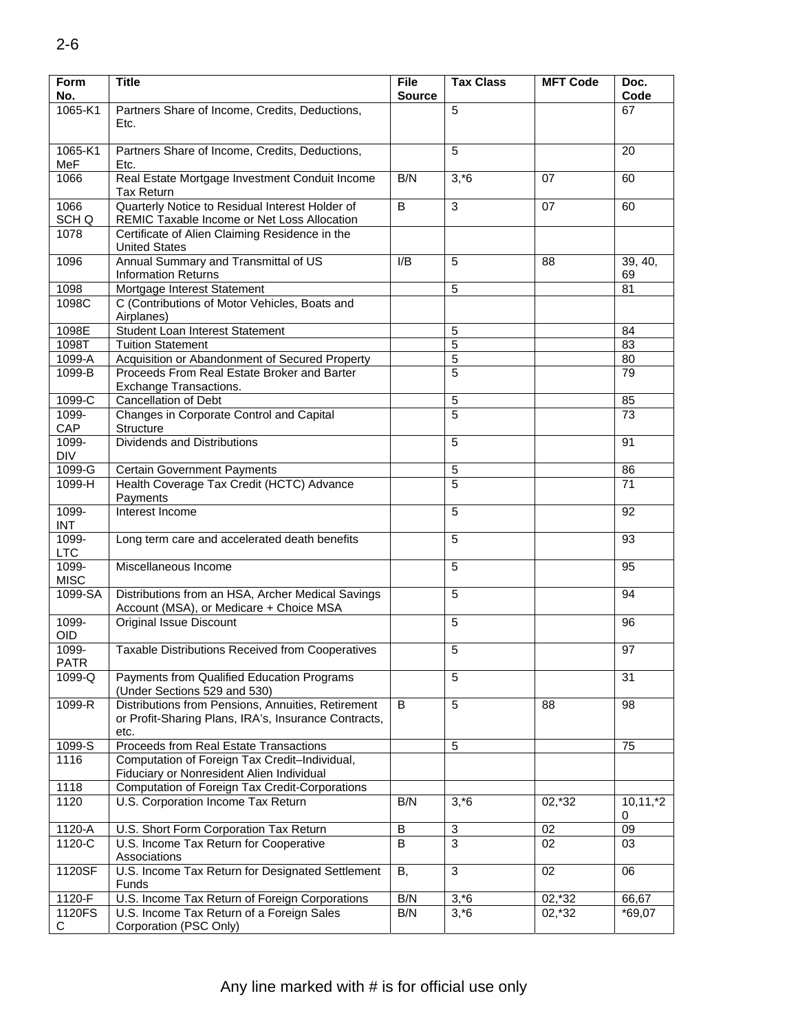| Form No. | Title | File Source | Tax Class | MFT Code | Doc. Code |
|---|---|---|---|---|---|
| 1065-K1 | Partners Share of Income, Credits, Deductions, Etc. | | 5 | | 67 |
| 1065-K1 MeF | Partners Share of Income, Credits, Deductions, Etc. | | 5 | | 20 |
| 1066 | Real Estate Mortgage Investment Conduit Income Tax Return | B/N | 3,*6 | 07 | 60 |
| 1066 SCH Q | Quarterly Notice to Residual Interest Holder of REMIC Taxable Income or Net Loss Allocation | B | 3 | 07 | 60 |
| 1078 | Certificate of Alien Claiming Residence in the United States | | | | |
| 1096 | Annual Summary and Transmittal of US Information Returns | I/B | 5 | 88 | 39, 40, 69 |
| 1098 | Mortgage Interest Statement | | 5 | | 81 |
| 1098C | C (Contributions of Motor Vehicles, Boats and Airplanes) | | | | |
| 1098E | Student Loan Interest Statement | | 5 | | 84 |
| 1098T | Tuition Statement | | 5 | | 83 |
| 1099-A | Acquisition or Abandonment of Secured Property | | 5 | | 80 |
| 1099-B | Proceeds From Real Estate Broker and Barter Exchange Transactions. | | 5 | | 79 |
| 1099-C | Cancellation of Debt | | 5 | | 85 |
| 1099-CAP | Changes in Corporate Control and Capital Structure | | 5 | | 73 |
| 1099-DIV | Dividends and Distributions | | 5 | | 91 |
| 1099-G | Certain Government Payments | | 5 | | 86 |
| 1099-H | Health Coverage Tax Credit (HCTC) Advance Payments | | 5 | | 71 |
| 1099-INT | Interest Income | | 5 | | 92 |
| 1099-LTC | Long term care and accelerated death benefits | | 5 | | 93 |
| 1099-MISC | Miscellaneous Income | | 5 | | 95 |
| 1099-SA | Distributions from an HSA, Archer Medical Savings Account (MSA), or Medicare + Choice MSA | | 5 | | 94 |
| 1099-OID | Original Issue Discount | | 5 | | 96 |
| 1099-PATR | Taxable Distributions Received from Cooperatives | | 5 | | 97 |
| 1099-Q | Payments from Qualified Education Programs (Under Sections 529 and 530) | | 5 | | 31 |
| 1099-R | Distributions from Pensions, Annuities, Retirement or Profit-Sharing Plans, IRA's, Insurance Contracts, etc. | B | 5 | 88 | 98 |
| 1099-S | Proceeds from Real Estate Transactions | | 5 | | 75 |
| 1116 | Computation of Foreign Tax Credit–Individual, Fiduciary or Nonresident Alien Individual | | | | |
| 1118 | Computation of Foreign Tax Credit-Corporations | | | | |
| 1120 | U.S. Corporation Income Tax Return | B/N | 3,*6 | 02,*32 | 10,11,*20 |
| 1120-A | U.S. Short Form Corporation Tax Return | B | 3 | 02 | 09 |
| 1120-C | U.S. Income Tax Return for Cooperative Associations | B | 3 | 02 | 03 |
| 1120SF | U.S. Income Tax Return for Designated Settlement Funds | B, | 3 | 02 | 06 |
| 1120-F | U.S. Income Tax Return of Foreign Corporations | B/N | 3,*6 | 02,*32 | 66,67 |
| 1120FSC | U.S. Income Tax Return of a Foreign Sales Corporation (PSC Only) | B/N | 3,*6 | 02,*32 | *69,07 |

Any line marked with # is for official use only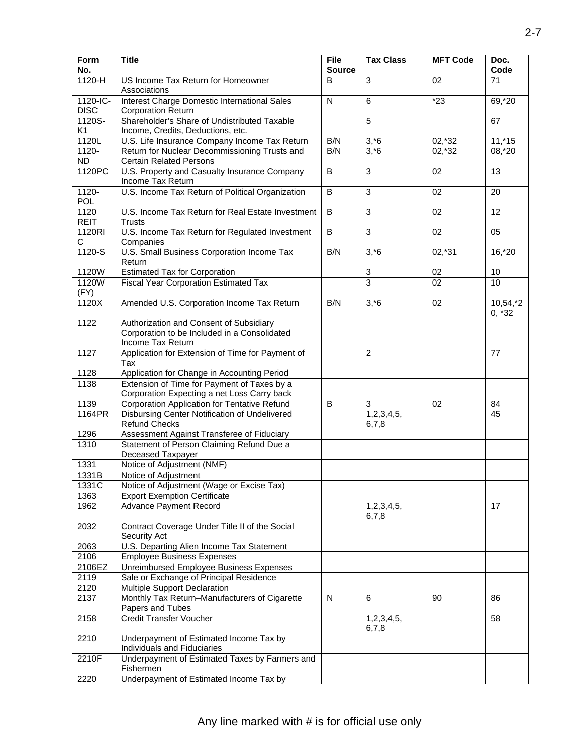| Form No. | Title | File Source | Tax Class | MFT Code | Doc. Code |
|---|---|---|---|---|---|
| 1120-H | US Income Tax Return for Homeowner Associations | B | 3 | 02 | 71 |
| 1120-IC-DISC | Interest Charge Domestic International Sales Corporation Return | N | 6 | *23 | 69,*20 |
| 1120S-K1 | Shareholder's Share of Undistributed Taxable Income, Credits, Deductions, etc. | | 5 | | 67 |
| 1120L | U.S. Life Insurance Company Income Tax Return | B/N | 3,*6 | 02,*32 | 11,*15 |
| 1120-ND | Return for Nuclear Decommissioning Trusts and Certain Related Persons | B/N | 3,*6 | 02,*32 | 08,*20 |
| 1120PC | U.S. Property and Casualty Insurance Company Income Tax Return | B | 3 | 02 | 13 |
| 1120-POL | U.S. Income Tax Return of Political Organization | B | 3 | 02 | 20 |
| 1120 REIT | U.S. Income Tax Return for Real Estate Investment Trusts | B | 3 | 02 | 12 |
| 1120RIC | U.S. Income Tax Return for Regulated Investment Companies | B | 3 | 02 | 05 |
| 1120-S | U.S. Small Business Corporation Income Tax Return | B/N | 3,*6 | 02,*31 | 16,*20 |
| 1120W | Estimated Tax for Corporation | | 3 | 02 | 10 |
| 1120W (FY) | Fiscal Year Corporation Estimated Tax | | 3 | 02 | 10 |
| 1120X | Amended U.S. Corporation Income Tax Return | B/N | 3,*6 | 02 | 10,54,*20, *32 |
| 1122 | Authorization and Consent of Subsidiary Corporation to be Included in a Consolidated Income Tax Return | | | | |
| 1127 | Application for Extension of Time for Payment of Tax | | 2 | | 77 |
| 1128 | Application for Change in Accounting Period | | | | |
| 1138 | Extension of Time for Payment of Taxes by a Corporation Expecting a net Loss Carry back | | | | |
| 1139 | Corporation Application for Tentative Refund | B | 3 | 02 | 84 |
| 1164PR | Disbursing Center Notification of Undelivered Refund Checks | | 1,2,3,4,5, 6,7,8 | | 45 |
| 1296 | Assessment Against Transferee of Fiduciary | | | | |
| 1310 | Statement of Person Claiming Refund Due a Deceased Taxpayer | | | | |
| 1331 | Notice of Adjustment (NMF) | | | | |
| 1331B | Notice of Adjustment | | | | |
| 1331C | Notice of Adjustment (Wage or Excise Tax) | | | | |
| 1363 | Export Exemption Certificate | | | | |
| 1962 | Advance Payment Record | | 1,2,3,4,5, 6,7,8 | | 17 |
| 2032 | Contract Coverage Under Title II of the Social Security Act | | | | |
| 2063 | U.S. Departing Alien Income Tax Statement | | | | |
| 2106 | Employee Business Expenses | | | | |
| 2106EZ | Unreimbursed Employee Business Expenses | | | | |
| 2119 | Sale or Exchange of Principal Residence | | | | |
| 2120 | Multiple Support Declaration | | | | |
| 2137 | Monthly Tax Return–Manufacturers of Cigarette Papers and Tubes | N | 6 | 90 | 86 |
| 2158 | Credit Transfer Voucher | | 1,2,3,4,5, 6,7,8 | | 58 |
| 2210 | Underpayment of Estimated Income Tax by Individuals and Fiduciaries | | | | |
| 2210F | Underpayment of Estimated Taxes by Farmers and Fishermen | | | | |
| 2220 | Underpayment of Estimated Income Tax by | | | | |

Any line marked with # is for official use only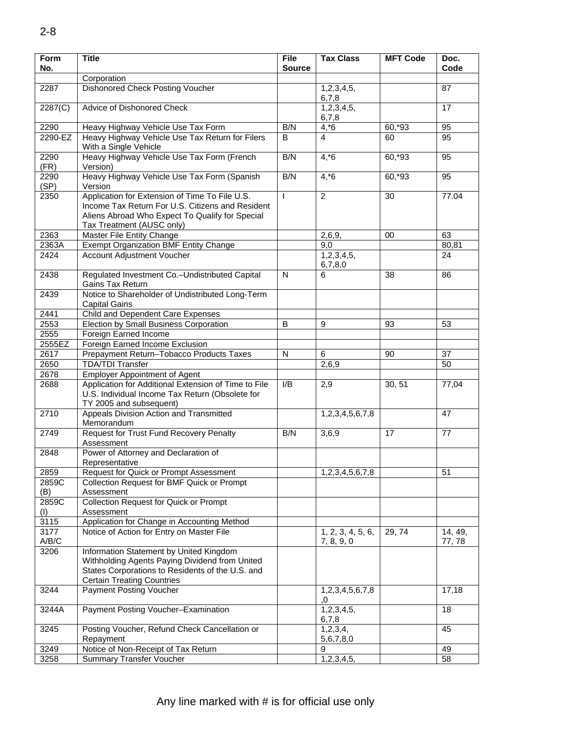| Form No. | Title | File Source | Tax Class | MFT Code | Doc. Code |
|---|---|---|---|---|---|
| | Corporation | | | | |
| 2287 | Dishonored Check Posting Voucher | | 1,2,3,4,5, 6,7,8 | | 87 |
| 2287(C) | Advice of Dishonored Check | | 1,2,3,4,5, 6,7,8 | | 17 |
| 2290 | Heavy Highway Vehicle Use Tax Form | B/N | 4,*6 | 60,*93 | 95 |
| 2290-EZ | Heavy Highway Vehicle Use Tax Return for Filers With a Single Vehicle | B | 4 | 60 | 95 |
| 2290 (FR) | Heavy Highway Vehicle Use Tax Form (French Version) | B/N | 4,*6 | 60,*93 | 95 |
| 2290 (SP) | Heavy Highway Vehicle Use Tax Form (Spanish Version | B/N | 4,*6 | 60,*93 | 95 |
| 2350 | Application for Extension of Time To File U.S. Income Tax Return For U.S. Citizens and Resident Aliens Abroad Who Expect To Qualify for Special Tax Treatment (AUSC only) | I | 2 | 30 | 77.04 |
| 2363 | Master File Entity Change | | 2,6,9, | 00 | 63 |
| 2363A | Exempt Organization BMF Entity Change | | 9,0 | | 80,81 |
| 2424 | Account Adjustment Voucher | | 1,2,3,4,5, 6,7,8,0 | | 24 |
| 2438 | Regulated Investment Co.–Undistributed Capital Gains Tax Return | N | 6 | 38 | 86 |
| 2439 | Notice to Shareholder of Undistributed Long-Term Capital Gains | | | | |
| 2441 | Child and Dependent Care Expenses | | | | |
| 2553 | Election by Small Business Corporation | B | 9 | 93 | 53 |
| 2555 | Foreign Earned Income | | | | |
| 2555EZ | Foreign Earned Income Exclusion | | | | |
| 2617 | Prepayment Return–Tobacco Products Taxes | N | 6 | 90 | 37 |
| 2650 | TDA/TDI Transfer | | 2,6,9 | | 50 |
| 2678 | Employer Appointment of Agent | | | | |
| 2688 | Application for Additional Extension of Time to File U.S. Individual Income Tax Return (Obsolete for TY 2005 and subsequent) | I/B | 2,9 | 30, 51 | 77,04 |
| 2710 | Appeals Division Action and Transmitted Memorandum | | 1,2,3,4,5,6,7,8 | | 47 |
| 2749 | Request for Trust Fund Recovery Penalty Assessment | B/N | 3,6,9 | 17 | 77 |
| 2848 | Power of Attorney and Declaration of Representative | | | | |
| 2859 | Request for Quick or Prompt Assessment | | 1,2,3,4,5,6,7,8 | | 51 |
| 2859C (B) | Collection Request for BMF Quick or Prompt Assessment | | | | |
| 2859C (I) | Collection Request for Quick or Prompt Assessment | | | | |
| 3115 | Application for Change in Accounting Method | | | | |
| 3177 A/B/C | Notice of Action for Entry on Master File | | 1, 2, 3, 4, 5, 6, 7, 8, 9, 0 | 29, 74 | 14, 49, 77, 78 |
| 3206 | Information Statement by United Kingdom Withholding Agents Paying Dividend from United States Corporations to Residents of the U.S. and Certain Treating Countries | | | | |
| 3244 | Payment Posting Voucher | | 1,2,3,4,5,6,7,8 ,0 | | 17,18 |
| 3244A | Payment Posting Voucher–Examination | | 1,2,3,4,5, 6,7,8 | | 18 |
| 3245 | Posting Voucher, Refund Check Cancellation or Repayment | | 1,2,3,4, 5,6,7,8,0 | | 45 |
| 3249 | Notice of Non-Receipt of Tax Return | | 9 | | 49 |
| 3258 | Summary Transfer Voucher | | 1,2,3,4,5, | | 58 |

Any line marked with # is for official use only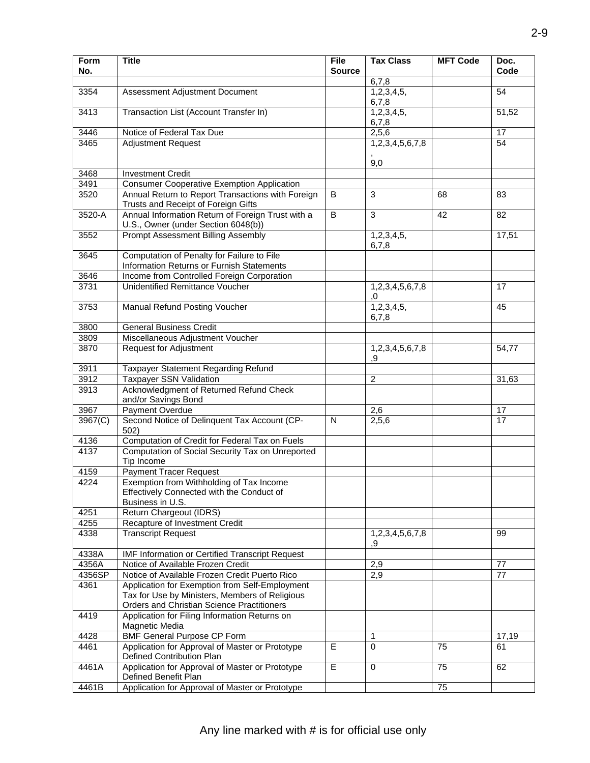| Form No. | Title | File Source | Tax Class | MFT Code | Doc. Code |
|---|---|---|---|---|---|
| | | | 6,7,8 | | |
| 3354 | Assessment Adjustment Document | | 1,2,3,4,5, 6,7,8 | | 54 |
| 3413 | Transaction List (Account Transfer In) | | 1,2,3,4,5, 6,7,8 | | 51,52 |
| 3446 | Notice of Federal Tax Due | | 2,5,6 | | 17 |
| 3465 | Adjustment Request | | 1,2,3,4,5,6,7,8 , 9,0 | | 54 |
| 3468 | Investment Credit | | | | |
| 3491 | Consumer Cooperative Exemption Application | | | | |
| 3520 | Annual Return to Report Transactions with Foreign Trusts and Receipt of Foreign Gifts | B | 3 | 68 | 83 |
| 3520-A | Annual Information Return of Foreign Trust with a U.S., Owner (under Section 6048(b)) | B | 3 | 42 | 82 |
| 3552 | Prompt Assessment Billing Assembly | | 1,2,3,4,5, 6,7,8 | | 17,51 |
| 3645 | Computation of Penalty for Failure to File Information Returns or Furnish Statements | | | | |
| 3646 | Income from Controlled Foreign Corporation | | | | |
| 3731 | Unidentified Remittance Voucher | | 1,2,3,4,5,6,7,8 ,0 | | 17 |
| 3753 | Manual Refund Posting Voucher | | 1,2,3,4,5, 6,7,8 | | 45 |
| 3800 | General Business Credit | | | | |
| 3809 | Miscellaneous Adjustment Voucher | | | | |
| 3870 | Request for Adjustment | | 1,2,3,4,5,6,7,8 ,9 | | 54,77 |
| 3911 | Taxpayer Statement Regarding Refund | | | | |
| 3912 | Taxpayer SSN Validation | | 2 | | 31,63 |
| 3913 | Acknowledgment of Returned Refund Check and/or Savings Bond | | | | |
| 3967 | Payment Overdue | | 2,6 | | 17 |
| 3967(C) | Second Notice of Delinquent Tax Account (CP-502) | N | 2,5,6 | | 17 |
| 4136 | Computation of Credit for Federal Tax on Fuels | | | | |
| 4137 | Computation of Social Security Tax on Unreported Tip Income | | | | |
| 4159 | Payment Tracer Request | | | | |
| 4224 | Exemption from Withholding of Tax Income Effectively Connected with the Conduct of Business in U.S. | | | | |
| 4251 | Return Chargeout (IDRS) | | | | |
| 4255 | Recapture of Investment Credit | | | | |
| 4338 | Transcript Request | | 1,2,3,4,5,6,7,8 ,9 | | 99 |
| 4338A | IMF Information or Certified Transcript Request | | | | |
| 4356A | Notice of Available Frozen Credit | | 2,9 | | 77 |
| 4356SP | Notice of Available Frozen Credit Puerto Rico | | 2,9 | | 77 |
| 4361 | Application for Exemption from Self-Employment Tax for Use by Ministers, Members of Religious Orders and Christian Science Practitioners | | | | |
| 4419 | Application for Filing Information Returns on Magnetic Media | | | | |
| 4428 | BMF General Purpose CP Form | | 1 | | 17,19 |
| 4461 | Application for Approval of Master or Prototype Defined Contribution Plan | E | 0 | 75 | 61 |
| 4461A | Application for Approval of Master or Prototype Defined Benefit Plan | E | 0 | 75 | 62 |
| 4461B | Application for Approval of Master or Prototype | | | 75 | |

Any line marked with # is for official use only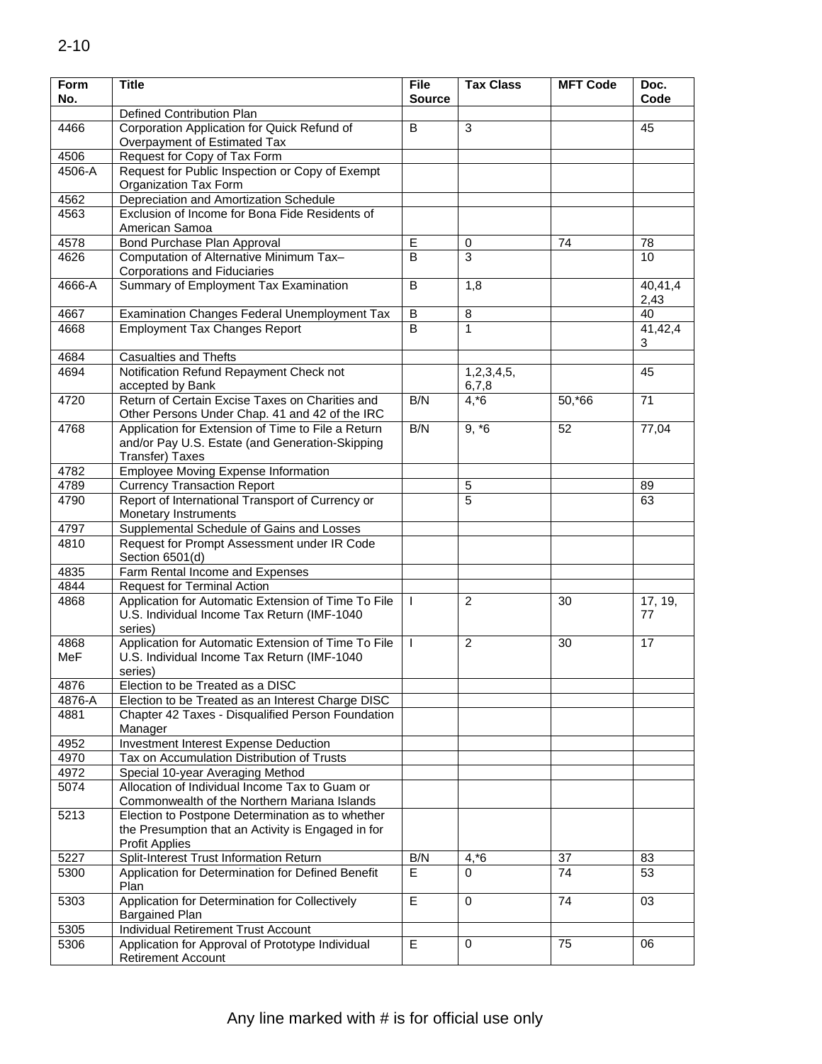| Form No. | Title | File Source | Tax Class | MFT Code | Doc. Code |
|---|---|---|---|---|---|
| | Defined Contribution Plan | | | | |
| 4466 | Corporation Application for Quick Refund of Overpayment of Estimated Tax | B | 3 | | 45 |
| 4506 | Request for Copy of Tax Form | | | | |
| 4506-A | Request for Public Inspection or Copy of Exempt Organization Tax Form | | | | |
| 4562 | Depreciation and Amortization Schedule | | | | |
| 4563 | Exclusion of Income for Bona Fide Residents of American Samoa | | | | |
| 4578 | Bond Purchase Plan Approval | E | 0 | 74 | 78 |
| 4626 | Computation of Alternative Minimum Tax– Corporations and Fiduciaries | B | 3 | | 10 |
| 4666-A | Summary of Employment Tax Examination | B | 1,8 | | 40,41,42,43 |
| 4667 | Examination Changes Federal Unemployment Tax | B | 8 | | 40 |
| 4668 | Employment Tax Changes Report | B | 1 | | 41,42,43 |
| 4684 | Casualties and Thefts | | | | |
| 4694 | Notification Refund Repayment Check not accepted by Bank | | 1,2,3,4,5,6,7,8 | | 45 |
| 4720 | Return of Certain Excise Taxes on Charities and Other Persons Under Chap. 41 and 42 of the IRC | B/N | 4,*6 | 50,*66 | 71 |
| 4768 | Application for Extension of Time to File a Return and/or Pay U.S. Estate (and Generation-Skipping Transfer) Taxes | B/N | 9, *6 | 52 | 77,04 |
| 4782 | Employee Moving Expense Information | | | | |
| 4789 | Currency Transaction Report | | 5 | | 89 |
| 4790 | Report of International Transport of Currency or Monetary Instruments | | 5 | | 63 |
| 4797 | Supplemental Schedule of Gains and Losses | | | | |
| 4810 | Request for Prompt Assessment under IR Code Section 6501(d) | | | | |
| 4835 | Farm Rental Income and Expenses | | | | |
| 4844 | Request for Terminal Action | | | | |
| 4868 | Application for Automatic Extension of Time To File U.S. Individual Income Tax Return (IMF-1040 series) | I | 2 | 30 | 17, 19, 77 |
| 4868 MeF | Application for Automatic Extension of Time To File U.S. Individual Income Tax Return (IMF-1040 series) | I | 2 | 30 | 17 |
| 4876 | Election to be Treated as a DISC | | | | |
| 4876-A | Election to be Treated as an Interest Charge DISC | | | | |
| 4881 | Chapter 42 Taxes - Disqualified Person Foundation Manager | | | | |
| 4952 | Investment Interest Expense Deduction | | | | |
| 4970 | Tax on Accumulation Distribution of Trusts | | | | |
| 4972 | Special 10-year Averaging Method | | | | |
| 5074 | Allocation of Individual Income Tax to Guam or Commonwealth of the Northern Mariana Islands | | | | |
| 5213 | Election to Postpone Determination as to whether the Presumption that an Activity is Engaged in for Profit Applies | | | | |
| 5227 | Split-Interest Trust Information Return | B/N | 4,*6 | 37 | 83 |
| 5300 | Application for Determination for Defined Benefit Plan | E | 0 | 74 | 53 |
| 5303 | Application for Determination for Collectively Bargained Plan | E | 0 | 74 | 03 |
| 5305 | Individual Retirement Trust Account | | | | |
| 5306 | Application for Approval of Prototype Individual Retirement Account | E | 0 | 75 | 06 |

Any line marked with # is for official use only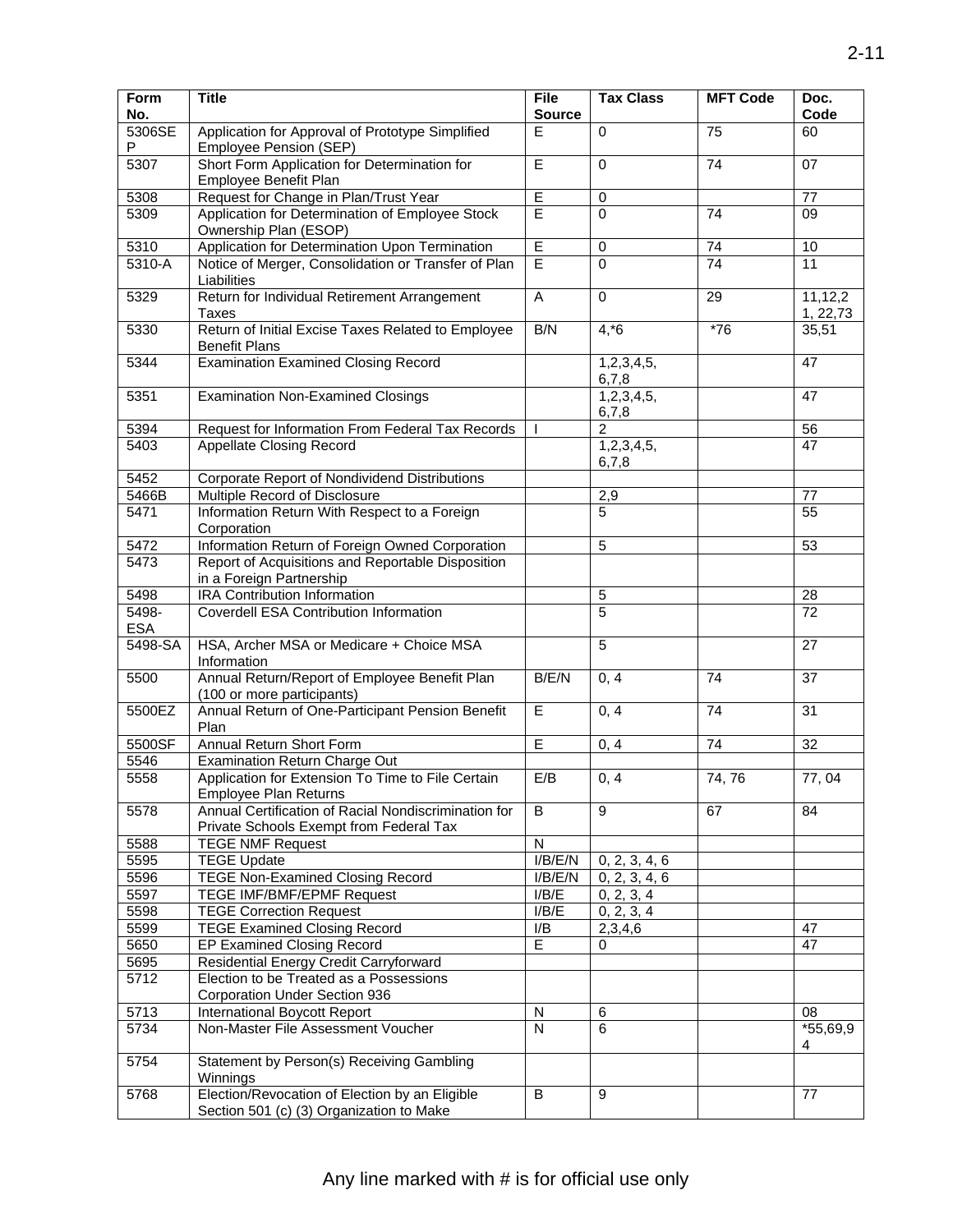| Form No. | Title | File Source | Tax Class | MFT Code | Doc. Code |
|---|---|---|---|---|---|
| 5306SEP | Application for Approval of Prototype Simplified Employee Pension (SEP) | E | 0 | 75 | 60 |
| 5307 | Short Form Application for Determination for Employee Benefit Plan | E | 0 | 74 | 07 |
| 5308 | Request for Change in Plan/Trust Year | E | 0 | | 77 |
| 5309 | Application for Determination of Employee Stock Ownership Plan (ESOP) | E | 0 | 74 | 09 |
| 5310 | Application for Determination Upon Termination | E | 0 | 74 | 10 |
| 5310-A | Notice of Merger, Consolidation or Transfer of Plan Liabilities | E | 0 | 74 | 11 |
| 5329 | Return for Individual Retirement Arrangement Taxes | A | 0 | 29 | 11,12,21, 22,73 |
| 5330 | Return of Initial Excise Taxes Related to Employee Benefit Plans | B/N | 4,*6 | *76 | 35,51 |
| 5344 | Examination Examined Closing Record | | 1,2,3,4,5, 6,7,8 | | 47 |
| 5351 | Examination Non-Examined Closings | | 1,2,3,4,5, 6,7,8 | | 47 |
| 5394 | Request for Information From Federal Tax Records | I | 2 | | 56 |
| 5403 | Appellate Closing Record | | 1,2,3,4,5, 6,7,8 | | 47 |
| 5452 | Corporate Report of Nondividend Distributions | | | | |
| 5466B | Multiple Record of Disclosure | | 2,9 | | 77 |
| 5471 | Information Return With Respect to a Foreign Corporation | | 5 | | 55 |
| 5472 | Information Return of Foreign Owned Corporation | | 5 | | 53 |
| 5473 | Report of Acquisitions and Reportable Disposition in a Foreign Partnership | | | | |
| 5498 | IRA Contribution Information | | 5 | | 28 |
| 5498-ESA | Coverdell ESA Contribution Information | | 5 | | 72 |
| 5498-SA | HSA, Archer MSA or Medicare + Choice MSA Information | | 5 | | 27 |
| 5500 | Annual Return/Report of Employee Benefit Plan (100 or more participants) | B/E/N | 0, 4 | 74 | 37 |
| 5500EZ | Annual Return of One-Participant Pension Benefit Plan | E | 0, 4 | 74 | 31 |
| 5500SF | Annual Return Short Form | E | 0, 4 | 74 | 32 |
| 5546 | Examination Return Charge Out | | | | |
| 5558 | Application for Extension To Time to File Certain Employee Plan Returns | E/B | 0, 4 | 74, 76 | 77, 04 |
| 5578 | Annual Certification of Racial Nondiscrimination for Private Schools Exempt from Federal Tax | B | 9 | 67 | 84 |
| 5588 | TEGE NMF Request | N | | | |
| 5595 | TEGE Update | I/B/E/N | 0, 2, 3, 4, 6 | | |
| 5596 | TEGE Non-Examined Closing Record | I/B/E/N | 0, 2, 3, 4, 6 | | |
| 5597 | TEGE IMF/BMF/EPMF Request | I/B/E | 0, 2, 3, 4 | | |
| 5598 | TEGE Correction Request | I/B/E | 0, 2, 3, 4 | | |
| 5599 | TEGE Examined Closing Record | I/B | 2,3,4,6 | | 47 |
| 5650 | EP Examined Closing Record | E | 0 | | 47 |
| 5695 | Residential Energy Credit Carryforward | | | | |
| 5712 | Election to be Treated as a Possessions Corporation Under Section 936 | | | | |
| 5713 | International Boycott Report | N | 6 | | 08 |
| 5734 | Non-Master File Assessment Voucher | N | 6 | | *55,69,94 |
| 5754 | Statement by Person(s) Receiving Gambling Winnings | | | | |
| 5768 | Election/Revocation of Election by an Eligible Section 501 (c) (3) Organization to Make | B | 9 | | 77 |

Any line marked with # is for official use only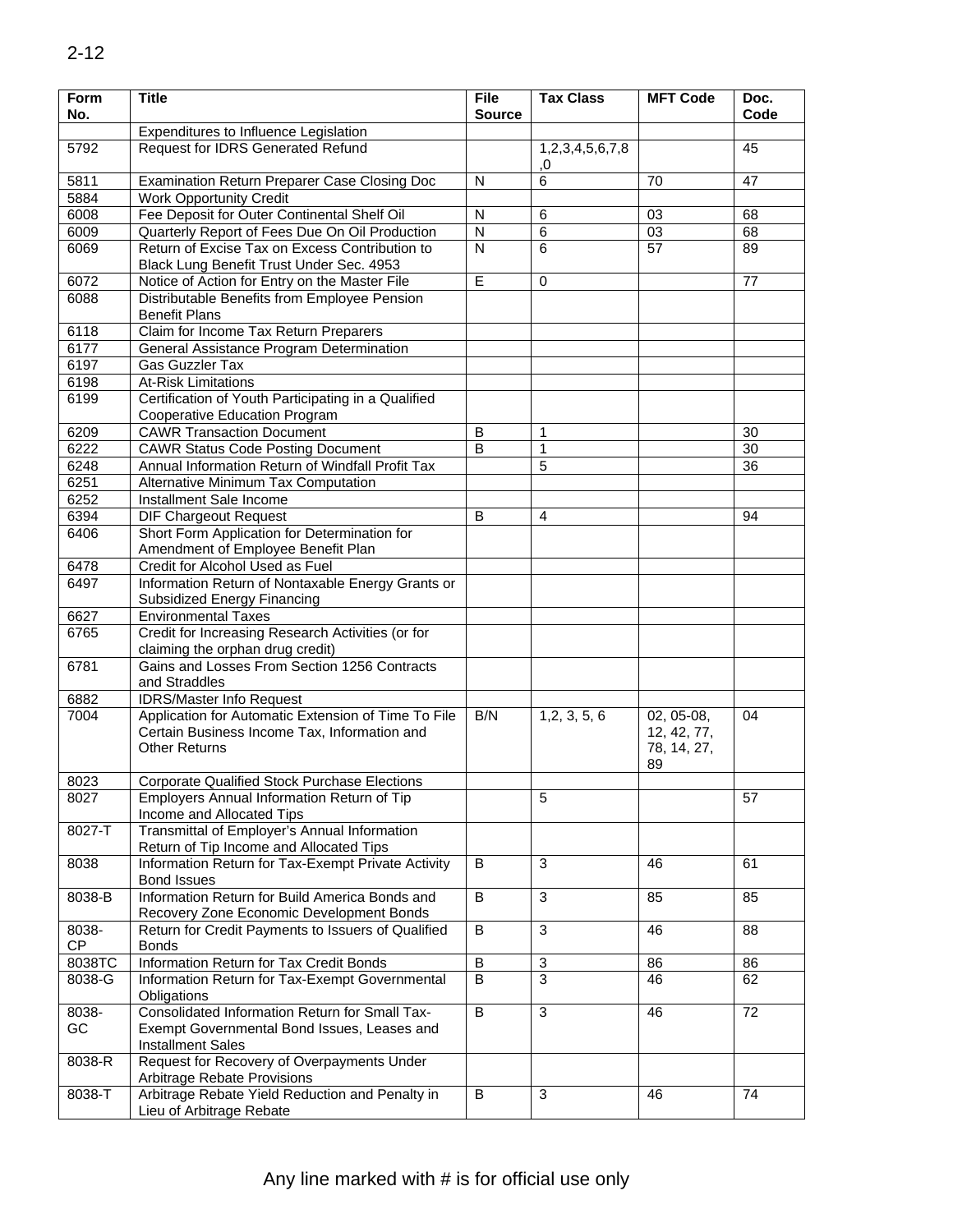| Form No. | Title | File Source | Tax Class | MFT Code | Doc. Code |
|---|---|---|---|---|---|
| | Expenditures to Influence Legislation | | | | |
| 5792 | Request for IDRS Generated Refund | | 1,2,3,4,5,6,7,8,0 | | 45 |
| 5811 | Examination Return Preparer Case Closing Doc | N | 6 | 70 | 47 |
| 5884 | Work Opportunity Credit | | | | |
| 6008 | Fee Deposit for Outer Continental Shelf Oil | N | 6 | 03 | 68 |
| 6009 | Quarterly Report of Fees Due On Oil Production | N | 6 | 03 | 68 |
| 6069 | Return of Excise Tax on Excess Contribution to Black Lung Benefit Trust Under Sec. 4953 | N | 6 | 57 | 89 |
| 6072 | Notice of Action for Entry on the Master File | E | 0 | | 77 |
| 6088 | Distributable Benefits from Employee Pension Benefit Plans | | | | |
| 6118 | Claim for Income Tax Return Preparers | | | | |
| 6177 | General Assistance Program Determination | | | | |
| 6197 | Gas Guzzler Tax | | | | |
| 6198 | At-Risk Limitations | | | | |
| 6199 | Certification of Youth Participating in a Qualified Cooperative Education Program | | | | |
| 6209 | CAWR Transaction Document | B | 1 | | 30 |
| 6222 | CAWR Status Code Posting Document | B | 1 | | 30 |
| 6248 | Annual Information Return of Windfall Profit Tax | | 5 | | 36 |
| 6251 | Alternative Minimum Tax Computation | | | | |
| 6252 | Installment Sale Income | | | | |
| 6394 | DIF Chargeout Request | B | 4 | | 94 |
| 6406 | Short Form Application for Determination for Amendment of Employee Benefit Plan | | | | |
| 6478 | Credit for Alcohol Used as Fuel | | | | |
| 6497 | Information Return of Nontaxable Energy Grants or Subsidized Energy Financing | | | | |
| 6627 | Environmental Taxes | | | | |
| 6765 | Credit for Increasing Research Activities (or for claiming the orphan drug credit) | | | | |
| 6781 | Gains and Losses From Section 1256 Contracts and Straddles | | | | |
| 6882 | IDRS/Master Info Request | | | | |
| 7004 | Application for Automatic Extension of Time To File Certain Business Income Tax, Information and Other Returns | B/N | 1,2, 3, 5, 6 | 02, 05-08, 12, 42, 77, 78, 14, 27, 89 | 04 |
| 8023 | Corporate Qualified Stock Purchase Elections | | | | |
| 8027 | Employers Annual Information Return of Tip Income and Allocated Tips | | 5 | | 57 |
| 8027-T | Transmittal of Employer's Annual Information Return of Tip Income and Allocated Tips | | | | |
| 8038 | Information Return for Tax-Exempt Private Activity Bond Issues | B | 3 | 46 | 61 |
| 8038-B | Information Return for Build America Bonds and Recovery Zone Economic Development Bonds | B | 3 | 85 | 85 |
| 8038-CP | Return for Credit Payments to Issuers of Qualified Bonds | B | 3 | 46 | 88 |
| 8038TC | Information Return for Tax Credit Bonds | B | 3 | 86 | 86 |
| 8038-G | Information Return for Tax-Exempt Governmental Obligations | B | 3 | 46 | 62 |
| 8038-GC | Consolidated Information Return for Small Tax-Exempt Governmental Bond Issues, Leases and Installment Sales | B | 3 | 46 | 72 |
| 8038-R | Request for Recovery of Overpayments Under Arbitrage Rebate Provisions | | | | |
| 8038-T | Arbitrage Rebate Yield Reduction and Penalty in Lieu of Arbitrage Rebate | B | 3 | 46 | 74 |

Any line marked with # is for official use only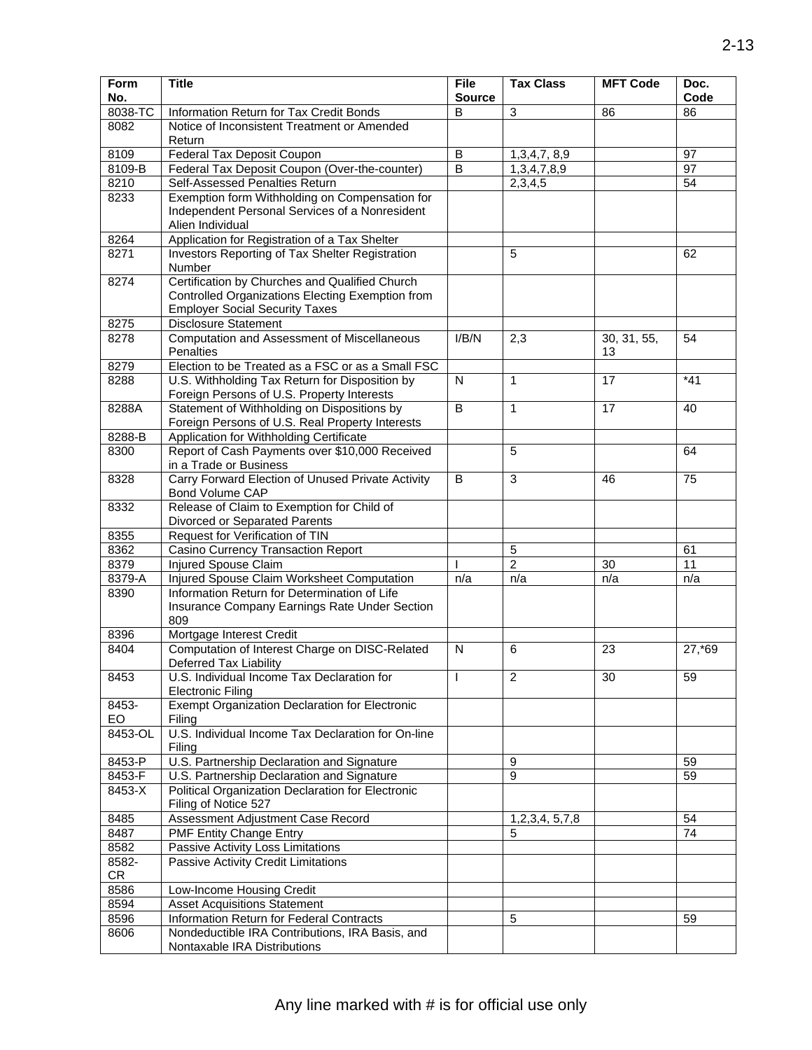| Form No. | Title | File Source | Tax Class | MFT Code | Doc. Code |
|---|---|---|---|---|---|
| 8038-TC | Information Return for Tax Credit Bonds | B | 3 | 86 | 86 |
| 8082 | Notice of Inconsistent Treatment or Amended Return | | | | |
| 8109 | Federal Tax Deposit Coupon | B | 1,3,4,7, 8,9 | | 97 |
| 8109-B | Federal Tax Deposit Coupon (Over-the-counter) | B | 1,3,4,7,8,9 | | 97 |
| 8210 | Self-Assessed Penalties Return | | 2,3,4,5 | | 54 |
| 8233 | Exemption form Withholding on Compensation for Independent Personal Services of a Nonresident Alien Individual | | | | |
| 8264 | Application for Registration of a Tax Shelter | | | | |
| 8271 | Investors Reporting of Tax Shelter Registration Number | | 5 | | 62 |
| 8274 | Certification by Churches and Qualified Church Controlled Organizations Electing Exemption from Employer Social Security Taxes | | | | |
| 8275 | Disclosure Statement | | | | |
| 8278 | Computation and Assessment of Miscellaneous Penalties | I/B/N | 2,3 | 30, 31, 55, 13 | 54 |
| 8279 | Election to be Treated as a FSC or as a Small FSC | | | | |
| 8288 | U.S. Withholding Tax Return for Disposition by Foreign Persons of U.S. Property Interests | N | 1 | 17 | *41 |
| 8288A | Statement of Withholding on Dispositions by Foreign Persons of U.S. Real Property Interests | B | 1 | 17 | 40 |
| 8288-B | Application for Withholding Certificate | | | | |
| 8300 | Report of Cash Payments over $10,000 Received in a Trade or Business | | 5 | | 64 |
| 8328 | Carry Forward Election of Unused Private Activity Bond Volume CAP | B | 3 | 46 | 75 |
| 8332 | Release of Claim to Exemption for Child of Divorced or Separated Parents | | | | |
| 8355 | Request for Verification of TIN | | | | |
| 8362 | Casino Currency Transaction Report | | 5 | | 61 |
| 8379 | Injured Spouse Claim | I | 2 | 30 | 11 |
| 8379-A | Injured Spouse Claim Worksheet Computation | n/a | n/a | n/a | n/a |
| 8390 | Information Return for Determination of Life Insurance Company Earnings Rate Under Section 809 | | | | |
| 8396 | Mortgage Interest Credit | | | | |
| 8404 | Computation of Interest Charge on DISC-Related Deferred Tax Liability | N | 6 | 23 | 27,*69 |
| 8453 | U.S. Individual Income Tax Declaration for Electronic Filing | I | 2 | 30 | 59 |
| 8453-EO | Exempt Organization Declaration for Electronic Filing | | | | |
| 8453-OL | U.S. Individual Income Tax Declaration for On-line Filing | | | | |
| 8453-P | U.S. Partnership Declaration and Signature | | 9 | | 59 |
| 8453-F | U.S. Partnership Declaration and Signature | | 9 | | 59 |
| 8453-X | Political Organization Declaration for Electronic Filing of Notice 527 | | | | |
| 8485 | Assessment Adjustment Case Record | | 1,2,3,4, 5,7,8 | | 54 |
| 8487 | PMF Entity Change Entry | | 5 | | 74 |
| 8582 | Passive Activity Loss Limitations | | | | |
| 8582-CR | Passive Activity Credit Limitations | | | | |
| 8586 | Low-Income Housing Credit | | | | |
| 8594 | Asset Acquisitions Statement | | | | |
| 8596 | Information Return for Federal Contracts | | 5 | | 59 |
| 8606 | Nondeductible IRA Contributions, IRA Basis, and Nontaxable IRA Distributions | | | | |

Any line marked with # is for official use only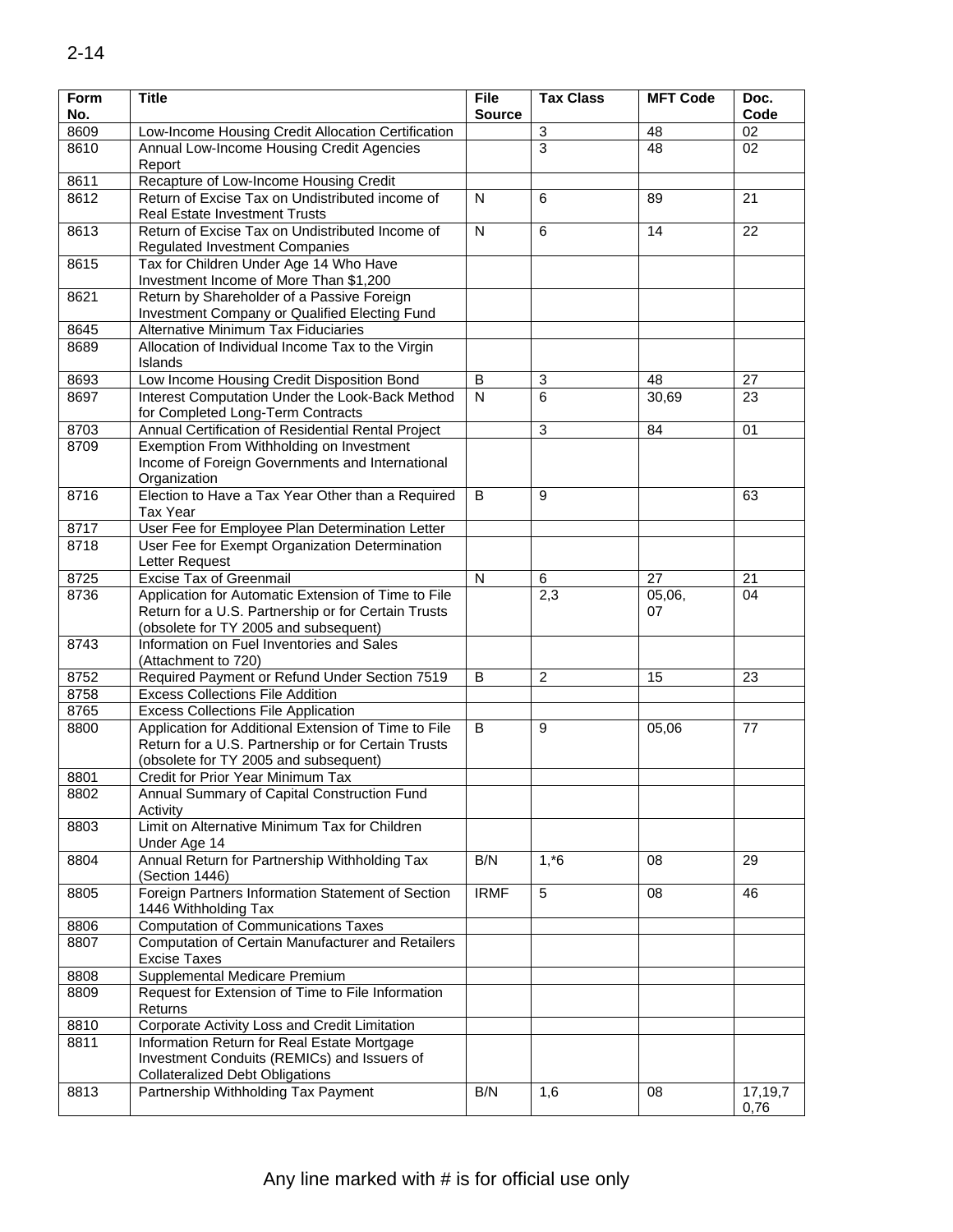| Form No. | Title | File Source | Tax Class | MFT Code | Doc. Code |
|---|---|---|---|---|---|
| 8609 | Low-Income Housing Credit Allocation Certification | | 3 | 48 | 02 |
| 8610 | Annual Low-Income Housing Credit Agencies Report | | 3 | 48 | 02 |
| 8611 | Recapture of Low-Income Housing Credit | | | | |
| 8612 | Return of Excise Tax on Undistributed income of Real Estate Investment Trusts | N | 6 | 89 | 21 |
| 8613 | Return of Excise Tax on Undistributed Income of Regulated Investment Companies | N | 6 | 14 | 22 |
| 8615 | Tax for Children Under Age 14 Who Have Investment Income of More Than $1,200 | | | | |
| 8621 | Return by Shareholder of a Passive Foreign Investment Company or Qualified Electing Fund | | | | |
| 8645 | Alternative Minimum Tax Fiduciaries | | | | |
| 8689 | Allocation of Individual Income Tax to the Virgin Islands | | | | |
| 8693 | Low Income Housing Credit Disposition Bond | B | 3 | 48 | 27 |
| 8697 | Interest Computation Under the Look-Back Method for Completed Long-Term Contracts | N | 6 | 30,69 | 23 |
| 8703 | Annual Certification of Residential Rental Project | | 3 | 84 | 01 |
| 8709 | Exemption From Withholding on Investment Income of Foreign Governments and International Organization | | | | |
| 8716 | Election to Have a Tax Year Other than a Required Tax Year | B | 9 | | 63 |
| 8717 | User Fee for Employee Plan Determination Letter | | | | |
| 8718 | User Fee for Exempt Organization Determination Letter Request | | | | |
| 8725 | Excise Tax of Greenmail | N | 6 | 27 | 21 |
| 8736 | Application for Automatic Extension of Time to File Return for a U.S. Partnership or for Certain Trusts (obsolete for TY 2005 and subsequent) | | 2,3 | 05,06, 07 | 04 |
| 8743 | Information on Fuel Inventories and Sales (Attachment to 720) | | | | |
| 8752 | Required Payment or Refund Under Section 7519 | B | 2 | 15 | 23 |
| 8758 | Excess Collections File Addition | | | | |
| 8765 | Excess Collections File Application | | | | |
| 8800 | Application for Additional Extension of Time to File Return for a U.S. Partnership or for Certain Trusts (obsolete for TY 2005 and subsequent) | B | 9 | 05,06 | 77 |
| 8801 | Credit for Prior Year Minimum Tax | | | | |
| 8802 | Annual Summary of Capital Construction Fund Activity | | | | |
| 8803 | Limit on Alternative Minimum Tax for Children Under Age 14 | | | | |
| 8804 | Annual Return for Partnership Withholding Tax (Section 1446) | B/N | 1,*6 | 08 | 29 |
| 8805 | Foreign Partners Information Statement of Section 1446 Withholding Tax | IRMF | 5 | 08 | 46 |
| 8806 | Computation of Communications Taxes | | | | |
| 8807 | Computation of Certain Manufacturer and Retailers Excise Taxes | | | | |
| 8808 | Supplemental Medicare Premium | | | | |
| 8809 | Request for Extension of Time to File Information Returns | | | | |
| 8810 | Corporate Activity Loss and Credit Limitation | | | | |
| 8811 | Information Return for Real Estate Mortgage Investment Conduits (REMICs) and Issuers of Collateralized Debt Obligations | | | | |
| 8813 | Partnership Withholding Tax Payment | B/N | 1,6 | 08 | 17,19,70,76 |

Any line marked with # is for official use only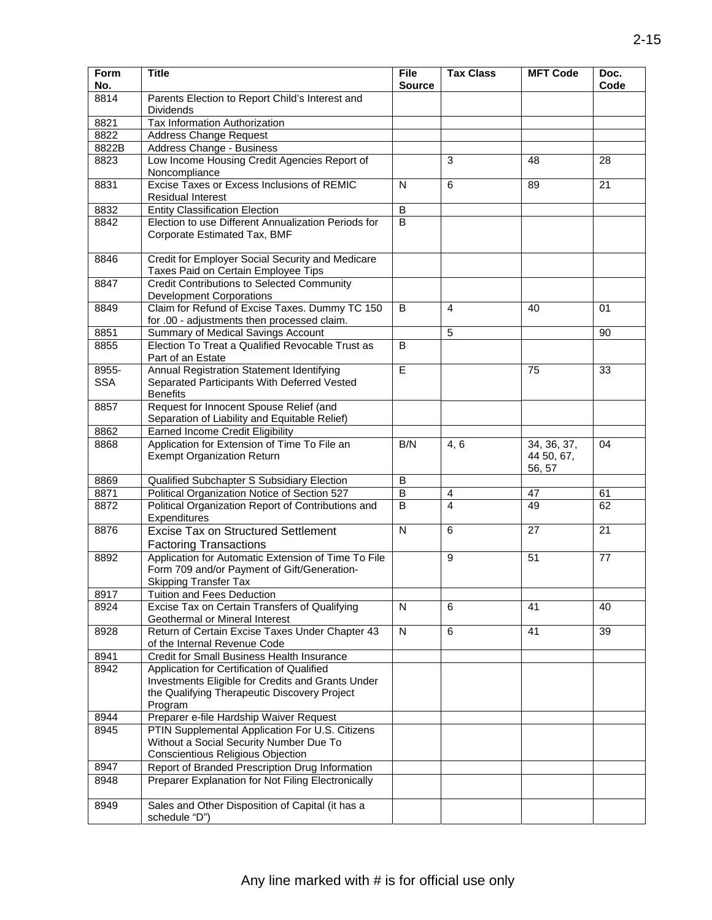| Form No. | Title | File Source | Tax Class | MFT Code | Doc. Code |
|---|---|---|---|---|---|
| 8814 | Parents Election to Report Child's Interest and Dividends | | | | |
| 8821 | Tax Information Authorization | | | | |
| 8822 | Address Change Request | | | | |
| 8822B | Address Change - Business | | | | |
| 8823 | Low Income Housing Credit Agencies Report of Noncompliance | | 3 | 48 | 28 |
| 8831 | Excise Taxes or Excess Inclusions of REMIC Residual Interest | N | 6 | 89 | 21 |
| 8832 | Entity Classification Election | B | | | |
| 8842 | Election to use Different Annualization Periods for Corporate Estimated Tax, BMF | B | | | |
| 8846 | Credit for Employer Social Security and Medicare Taxes Paid on Certain Employee Tips | | | | |
| 8847 | Credit Contributions to Selected Community Development Corporations | | | | |
| 8849 | Claim for Refund of Excise Taxes. Dummy TC 150 for .00 - adjustments then processed claim. | B | 4 | 40 | 01 |
| 8851 | Summary of Medical Savings Account | | 5 | | 90 |
| 8855 | Election To Treat a Qualified Revocable Trust as Part of an Estate | B | | | |
| 8955-SSA | Annual Registration Statement Identifying Separated Participants With Deferred Vested Benefits | E | | 75 | 33 |
| 8857 | Request for Innocent Spouse Relief (and Separation of Liability and Equitable Relief) | | | | |
| 8862 | Earned Income Credit Eligibility | | | | |
| 8868 | Application for Extension of Time To File an Exempt Organization Return | B/N | 4, 6 | 34, 36, 37, 44 50, 67, 56, 57 | 04 |
| 8869 | Qualified Subchapter S Subsidiary Election | B | | | |
| 8871 | Political Organization Notice of Section 527 | B | 4 | 47 | 61 |
| 8872 | Political Organization Report of Contributions and Expenditures | B | 4 | 49 | 62 |
| 8876 | Excise Tax on Structured Settlement Factoring Transactions | N | 6 | 27 | 21 |
| 8892 | Application for Automatic Extension of Time To File Form 709 and/or Payment of Gift/Generation-Skipping Transfer Tax | | 9 | 51 | 77 |
| 8917 | Tuition and Fees Deduction | | | | |
| 8924 | Excise Tax on Certain Transfers of Qualifying Geothermal or Mineral Interest | N | 6 | 41 | 40 |
| 8928 | Return of Certain Excise Taxes Under Chapter 43 of the Internal Revenue Code | N | 6 | 41 | 39 |
| 8941 | Credit for Small Business Health Insurance | | | | |
| 8942 | Application for Certification of Qualified Investments Eligible for Credits and Grants Under the Qualifying Therapeutic Discovery Project Program | | | | |
| 8944 | Preparer e-file Hardship Waiver Request | | | | |
| 8945 | PTIN Supplemental Application For U.S. Citizens Without a Social Security Number Due To Conscientious Religious Objection | | | | |
| 8947 | Report of Branded Prescription Drug Information | | | | |
| 8948 | Preparer Explanation for Not Filing Electronically | | | | |
| 8949 | Sales and Other Disposition of Capital (it has a schedule "D") | | | | |

Any line marked with # is for official use only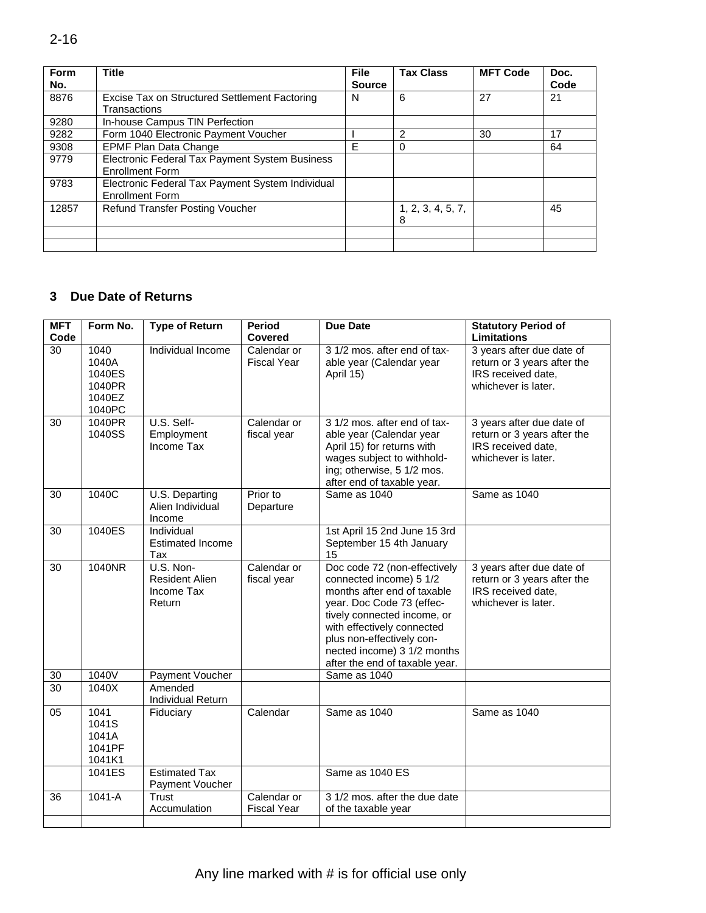| Form No. | Title | File Source | Tax Class | MFT Code | Doc. Code |
|---|---|---|---|---|---|
| 8876 | Excise Tax on Structured Settlement Factoring Transactions | N | 6 | 27 | 21 |
| 9280 | In-house Campus TIN Perfection | | | | |
| 9282 | Form 1040 Electronic Payment Voucher | I | 2 | 30 | 17 |
| 9308 | EPMF Plan Data Change | E | 0 | | 64 |
| 9779 | Electronic Federal Tax Payment System Business Enrollment Form | | | | |
| 9783 | Electronic Federal Tax Payment System Individual Enrollment Form | | | | |
| 12857 | Refund Transfer Posting Voucher | | 1, 2, 3, 4, 5, 7, 8 | | 45 |
| | | | | | |
| | | | | | |

## 3 Due Date of Returns

| MFT Code | Form No. | Type of Return | Period Covered | Due Date | Statutory Period of Limitations |
|---|---|---|---|---|---|
| 30 | 1040<br>1040A<br>1040ES<br>1040PR<br>1040EZ<br>1040PC | Individual Income | Calendar or Fiscal Year | 3 1/2 mos. after end of taxable year (Calendar year April 15) | 3 years after due date of return or 3 years after the IRS received date, whichever is later. |
| 30 | 1040PR<br>1040SS | U.S. Self-Employment Income Tax | Calendar or fiscal year | 3 1/2 mos. after end of taxable year (Calendar year April 15) for returns with wages subject to withholding; otherwise, 5 1/2 mos. after end of taxable year. | 3 years after due date of return or 3 years after the IRS received date, whichever is later. |
| 30 | 1040C | U.S. Departing Alien Individual Income | Prior to Departure | Same as 1040 | Same as 1040 |
| 30 | 1040ES | Individual Estimated Income Tax | | 1st April 15 2nd June 15 3rd September 15 4th January 15 | |
| 30 | 1040NR | U.S. Non-Resident Alien Income Tax Return | Calendar or fiscal year | Doc code 72 (non-effectively connected income) 5 1/2 months after end of taxable year. Doc Code 73 (effectively connected income, or with effectively connected plus non-effectively connected income) 3 1/2 months after the end of taxable year. | 3 years after due date of return or 3 years after the IRS received date, whichever is later. |
| 30 | 1040V | Payment Voucher | | Same as 1040 | |
| 30 | 1040X | Amended Individual Return | | | |
| 05 | 1041<br>1041S<br>1041A<br>1041PF<br>1041K1 | Fiduciary | Calendar | Same as 1040 | Same as 1040 |
| | 1041ES | Estimated Tax Payment Voucher | | Same as 1040 ES | |
| 36 | 1041-A | Trust Accumulation | Calendar or Fiscal Year | 3 1/2 mos. after the due date of the taxable year | |
| | | | | | |

Any line marked with # is for official use only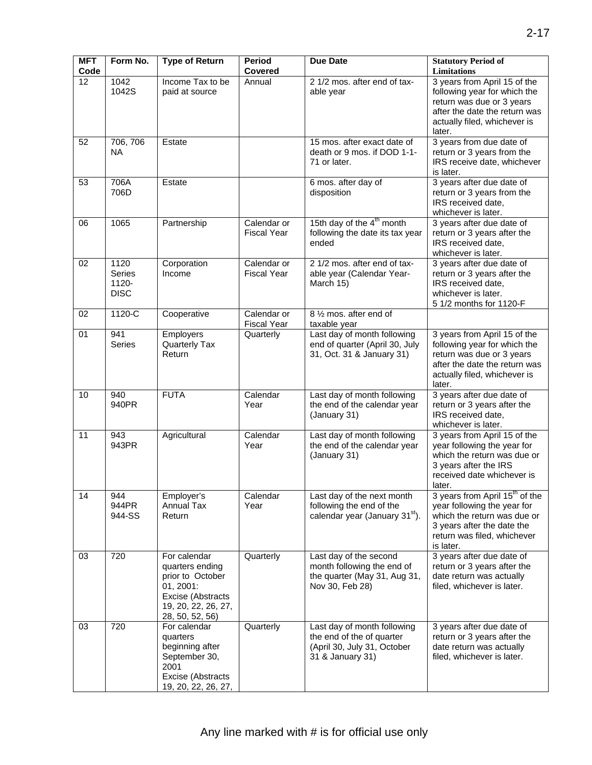| MFT Code | Form No. | Type of Return | Period Covered | Due Date | Statutory Period of Limitations |
|---|---|---|---|---|---|
| 12 | 1042<br>1042S | Income Tax to be paid at source | Annual | 2 1/2 mos. after end of taxable year | 3 years from April 15 of the following year for which the return was due or 3 years after the date the return was actually filed, whichever is later. |
| 52 | 706, 706 NA | Estate | | 15 mos. after exact date of death or 9 mos. if DOD 1-1-71 or later. | 3 years from due date of return or 3 years from the IRS receive date, whichever is later. |
| 53 | 706A<br>706D | Estate | | 6 mos. after day of disposition | 3 years after due date of return or 3 years from the IRS received date, whichever is later. |
| 06 | 1065 | Partnership | Calendar or Fiscal Year | 15th day of the 4th month following the date its tax year ended | 3 years after due date of return or 3 years after the IRS received date, whichever is later. |
| 02 | 1120 Series<br>1120-DISC | Corporation Income | Calendar or Fiscal Year | 2 1/2 mos. after end of taxable year (Calendar Year-March 15) | 3 years after due date of return or 3 years after the IRS received date, whichever is later.<br>5 1/2 months for 1120-F |
| 02 | 1120-C | Cooperative | Calendar or Fiscal Year | 8 ½ mos. after end of taxable year | |
| 01 | 941 Series | Employers Quarterly Tax Return | Quarterly | Last day of month following end of quarter (April 30, July 31, Oct. 31 & January 31) | 3 years from April 15 of the following year for which the return was due or 3 years after the date the return was actually filed, whichever is later. |
| 10 | 940<br>940PR | FUTA | Calendar Year | Last day of month following the end of the calendar year (January 31) | 3 years after due date of return or 3 years after the IRS received date, whichever is later. |
| 11 | 943<br>943PR | Agricultural | Calendar Year | Last day of month following the end of the calendar year (January 31) | 3 years from April 15 of the year following the year for which the return was due or 3 years after the IRS received date whichever is later. |
| 14 | 944<br>944PR<br>944-SS | Employer's Annual Tax Return | Calendar Year | Last day of the next month following the end of the calendar year (January 31st). | 3 years from April 15th of the year following the year for which the return was due or 3 years after the date the return was filed, whichever is later. |
| 03 | 720 | For calendar quarters ending prior to October 01, 2001: Excise (Abstracts 19, 20, 22, 26, 27, 28, 50, 52, 56) | Quarterly | Last day of the second month following the end of the quarter (May 31, Aug 31, Nov 30, Feb 28) | 3 years after due date of return or 3 years after the date return was actually filed, whichever is later. |
| 03 | 720 | For calendar quarters beginning after September 30, 2001 Excise (Abstracts 19, 20, 22, 26, 27, | Quarterly | Last day of month following the end of the of quarter (April 30, July 31, October 31 & January 31) | 3 years after due date of return or 3 years after the date return was actually filed, whichever is later. |

Any line marked with # is for official use only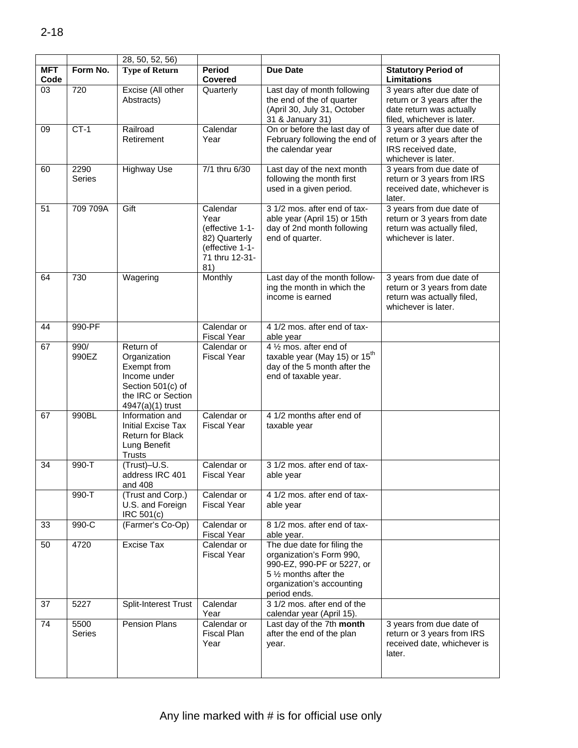| | | 28, 50, 52, 56) | | | |
|---|---|---|---|---|---|
| **MFT Code** | **Form No.** | **Type of Return** | **Period Covered** | **Due Date** | **Statutory Period of Limitations** |
| 03 | 720 | Excise (All other Abstracts) | Quarterly | Last day of month following the end of the of quarter (April 30, July 31, October 31 & January 31) | 3 years after due date of return or 3 years after the date return was actually filed, whichever is later. |
| 09 | CT-1 | Railroad Retirement | Calendar Year | On or before the last day of February following the end of the calendar year | 3 years after due date of return or 3 years after the IRS received date, whichever is later. |
| 60 | 2290 Series | Highway Use | 7/1 thru 6/30 | Last day of the next month following the month first used in a given period. | 3 years from due date of return or 3 years from IRS received date, whichever is later. |
| 51 | 709 709A | Gift | Calendar Year (effective 1-1-82) Quarterly (effective 1-1-71 thru 12-31-81) | 3 1/2 mos. after end of taxable year (April 15) or 15th day of 2nd month following end of quarter. | 3 years from due date of return or 3 years from date return was actually filed, whichever is later. |
| 64 | 730 | Wagering | Monthly | Last day of the month following the month in which the income is earned | 3 years from due date of return or 3 years from date return was actually filed, whichever is later. |
| 44 | 990-PF | | Calendar or Fiscal Year | 4 1/2 mos. after end of taxable year | |
| 67 | 990/ 990EZ | Return of Organization Exempt from Income under Section 501(c) of the IRC or Section 4947(a)(1) trust | Calendar or Fiscal Year | 4 ½ mos. after end of taxable year (May 15) or 15th day of the 5 month after the end of taxable year. | |
| 67 | 990BL | Information and Initial Excise Tax Return for Black Lung Benefit Trusts | Calendar or Fiscal Year | 4 1/2 months after end of taxable year | |
| 34 | 990-T | (Trust)–U.S. address IRC 401 and 408 | Calendar or Fiscal Year | 3 1/2 mos. after end of taxable year | |
| | 990-T | (Trust and Corp.) U.S. and Foreign IRC 501(c) | Calendar or Fiscal Year | 4 1/2 mos. after end of taxable year | |
| 33 | 990-C | (Farmer's Co-Op) | Calendar or Fiscal Year | 8 1/2 mos. after end of taxable year. | |
| 50 | 4720 | Excise Tax | Calendar or Fiscal Year | The due date for filing the organization's Form 990, 990-EZ, 990-PF or 5227, or 5 ½ months after the organization's accounting period ends. | |
| 37 | 5227 | Split-Interest Trust | Calendar Year | 3 1/2 mos. after end of the calendar year (April 15). | |
| 74 | 5500 Series | Pension Plans | Calendar or Fiscal Plan Year | Last day of the 7th **month** after the end of the plan year. | 3 years from due date of return or 3 years from IRS received date, whichever is later. |

Any line marked with # is for official use only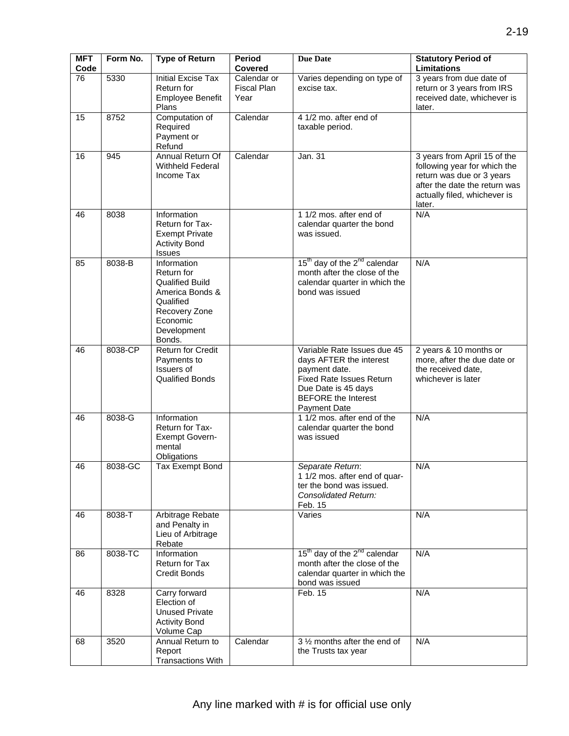| MFT Code | Form No. | Type of Return | Period Covered | Due Date | Statutory Period of Limitations |
|---|---|---|---|---|---|
| 76 | 5330 | Initial Excise Tax Return for Employee Benefit Plans | Calendar or Fiscal Plan Year | Varies depending on type of excise tax. | 3 years from due date of return or 3 years from IRS received date, whichever is later. |
| 15 | 8752 | Computation of Required Payment or Refund | Calendar | 4 1/2 mo. after end of taxable period. | |
| 16 | 945 | Annual Return Of Withheld Federal Income Tax | Calendar | Jan. 31 | 3 years from April 15 of the following year for which the return was due or 3 years after the date the return was actually filed, whichever is later. |
| 46 | 8038 | Information Return for Tax-Exempt Private Activity Bond Issues | | 1 1/2 mos. after end of calendar quarter the bond was issued. | N/A |
| 85 | 8038-B | Information Return for Qualified Build America Bonds & Qualified Recovery Zone Economic Development Bonds. | | 15th day of the 2nd calendar month after the close of the calendar quarter in which the bond was issued | N/A |
| 46 | 8038-CP | Return for Credit Payments to Issuers of Qualified Bonds | | Variable Rate Issues due 45 days AFTER the interest payment date. Fixed Rate Issues Return Due Date is 45 days BEFORE the Interest Payment Date | 2 years & 10 months or more, after the due date or the received date, whichever is later |
| 46 | 8038-G | Information Return for Tax-Exempt Governmental Obligations | | 1 1/2 mos. after end of the calendar quarter the bond was issued | N/A |
| 46 | 8038-GC | Tax Exempt Bond | | *Separate Return*: 1 1/2 mos. after end of quarter the bond was issued. *Consolidated Return:* Feb. 15 | N/A |
| 46 | 8038-T | Arbitrage Rebate and Penalty in Lieu of Arbitrage Rebate | | Varies | N/A |
| 86 | 8038-TC | Information Return for Tax Credit Bonds | | 15th day of the 2nd calendar month after the close of the calendar quarter in which the bond was issued | N/A |
| 46 | 8328 | Carry forward Election of Unused Private Activity Bond Volume Cap | | Feb. 15 | N/A |
| 68 | 3520 | Annual Return to Report Transactions With | Calendar | 3 ½ months after the end of the Trusts tax year | N/A |

Any line marked with # is for official use only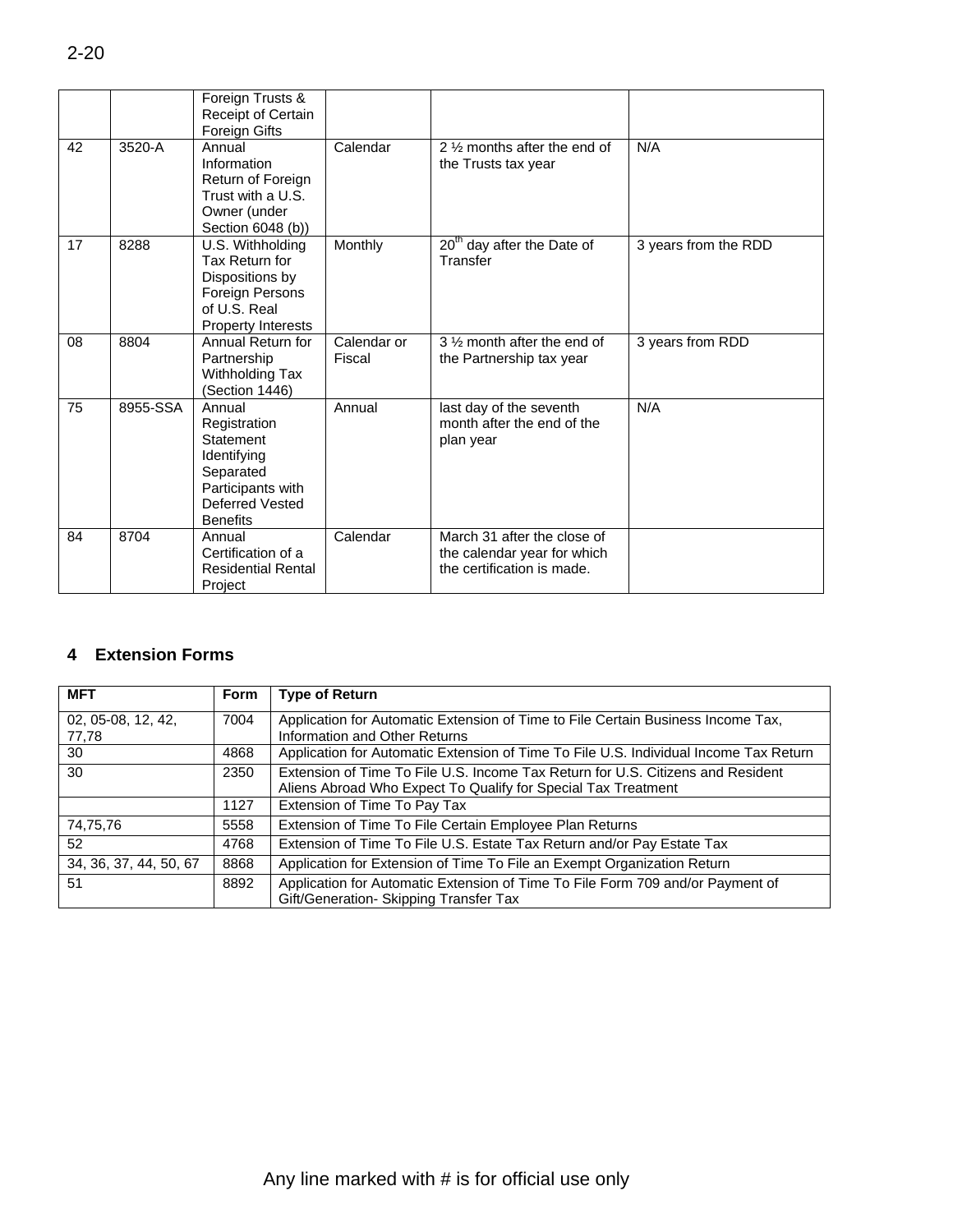| | | | | | |
|---|---|---|---|---|---|
| | | Foreign Trusts & Receipt of Certain Foreign Gifts | | | |
| 42 | 3520-A | Annual Information Return of Foreign Trust with a U.S. Owner (under Section 6048 (b)) | Calendar | 2 ½ months after the end of the Trusts tax year | N/A |
| 17 | 8288 | U.S. Withholding Tax Return for Dispositions by Foreign Persons of U.S. Real Property Interests | Monthly | 20th day after the Date of Transfer | 3 years from the RDD |
| 08 | 8804 | Annual Return for Partnership Withholding Tax (Section 1446) | Calendar or Fiscal | 3 ½ month after the end of the Partnership tax year | 3 years from RDD |
| 75 | 8955-SSA | Annual Registration Statement Identifying Separated Participants with Deferred Vested Benefits | Annual | last day of the seventh month after the end of the plan year | N/A |
| 84 | 8704 | Annual Certification of a Residential Rental Project | Calendar | March 31 after the close of the calendar year for which the certification is made. | |

## 4 Extension Forms

| MFT | Form | Type of Return |
|---|---|---|
| 02, 05-08, 12, 42, 77,78 | 7004 | Application for Automatic Extension of Time to File Certain Business Income Tax, Information and Other Returns |
| 30 | 4868 | Application for Automatic Extension of Time To File U.S. Individual Income Tax Return |
| 30 | 2350 | Extension of Time To File U.S. Income Tax Return for U.S. Citizens and Resident Aliens Abroad Who Expect To Qualify for Special Tax Treatment |
| | 1127 | Extension of Time To Pay Tax |
| 74,75,76 | 5558 | Extension of Time To File Certain Employee Plan Returns |
| 52 | 4768 | Extension of Time To File U.S. Estate Tax Return and/or Pay Estate Tax |
| 34, 36, 37, 44, 50, 67 | 8868 | Application for Extension of Time To File an Exempt Organization Return |
| 51 | 8892 | Application for Automatic Extension of Time To File Form 709 and/or Payment of Gift/Generation- Skipping Transfer Tax |

Any line marked with # is for official use only